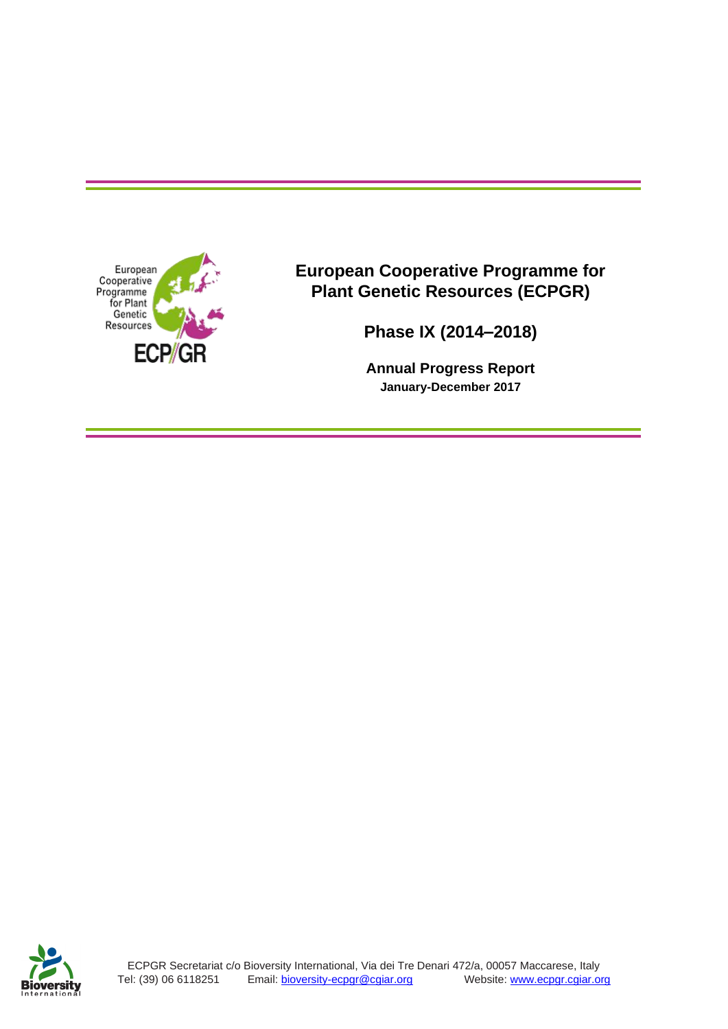# European Cooperative Programme for Plant Genetic Resources (ECPGR)

## Phase IX (2014–2018)

### Annual Progress Report

**January-December 2017**

ECPGR Secretariat c/o Bioversity International, Via dei Tre Denari 472/a, 00057 Maccarese, Italy
Tel: (39) 06 6118251 Email: bioversity-ecpgr@cgiar.org Website: www.ecpgr.cgiar.org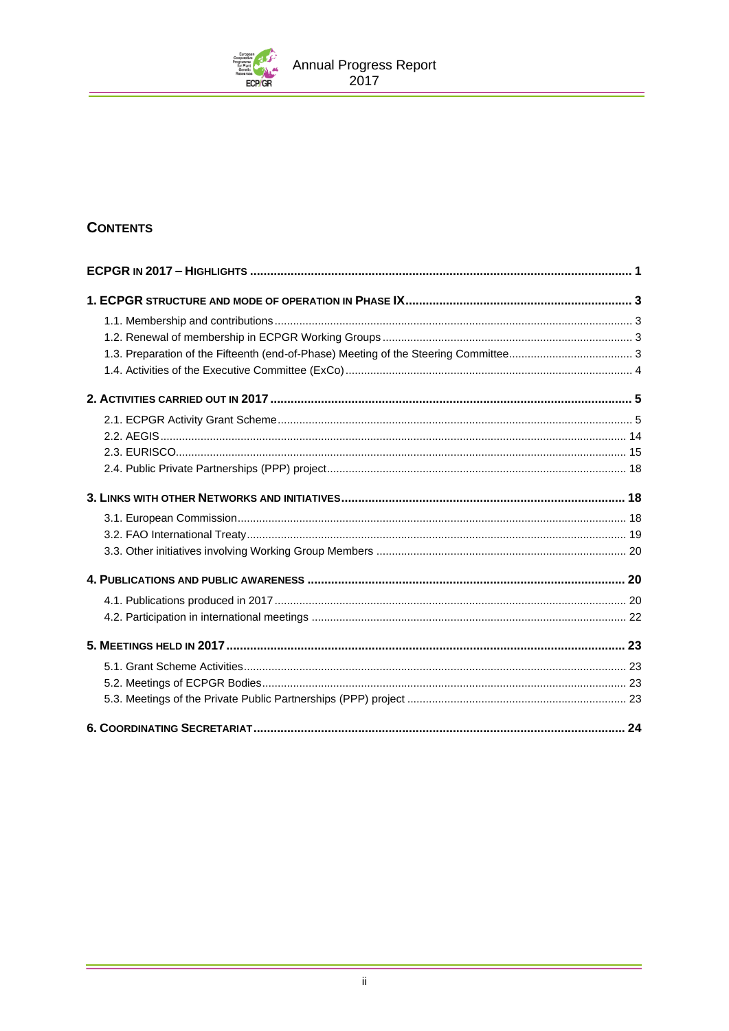## CONTENTS

**ECPGR IN 2017 – HIGHLIGHTS** .......... 1

**1. ECPGR STRUCTURE AND MODE OF OPERATION IN PHASE IX** .......... 3

- 1.1. Membership and contributions .......... 3
- 1.2. Renewal of membership in ECPGR Working Groups .......... 3
- 1.3. Preparation of the Fifteenth (end-of-Phase) Meeting of the Steering Committee .......... 3
- 1.4. Activities of the Executive Committee (ExCo) .......... 4

**2. ACTIVITIES CARRIED OUT IN 2017** .......... 5

- 2.1. ECPGR Activity Grant Scheme .......... 5
- 2.2. AEGIS .......... 14
- 2.3. EURISCO .......... 15
- 2.4. Public Private Partnerships (PPP) project .......... 18

**3. LINKS WITH OTHER NETWORKS AND INITIATIVES** .......... 18

- 3.1. European Commission .......... 18
- 3.2. FAO International Treaty .......... 19
- 3.3. Other initiatives involving Working Group Members .......... 20

**4. PUBLICATIONS AND PUBLIC AWARENESS** .......... 20

- 4.1. Publications produced in 2017 .......... 20
- 4.2. Participation in international meetings .......... 22

**5. MEETINGS HELD IN 2017** .......... 23

- 5.1. Grant Scheme Activities .......... 23
- 5.2. Meetings of ECPGR Bodies .......... 23
- 5.3. Meetings of the Private Public Partnerships (PPP) project .......... 23

**6. COORDINATING SECRETARIAT** .......... 24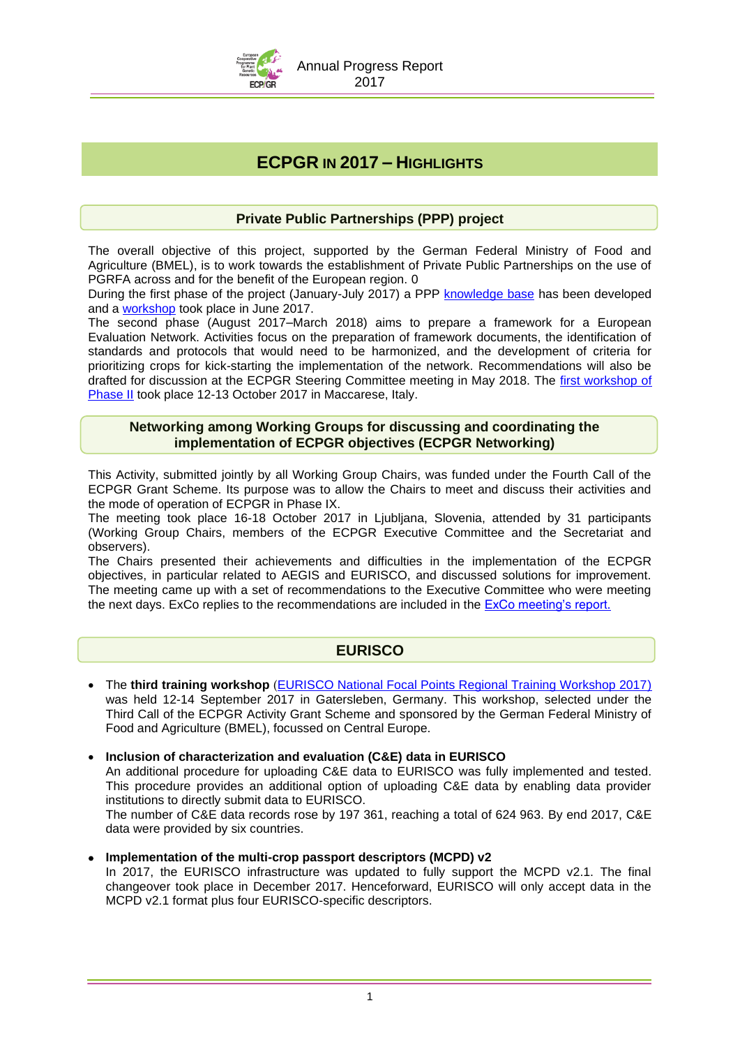# ECPGR IN 2017 – HIGHLIGHTS

## Private Public Partnerships (PPP) project

The overall objective of this project, supported by the German Federal Ministry of Food and Agriculture (BMEL), is to work towards the establishment of Private Public Partnerships on the use of PGRFA across and for the benefit of the European region. 0

During the first phase of the project (January-July 2017) a PPP knowledge base has been developed and a workshop took place in June 2017.

The second phase (August 2017–March 2018) aims to prepare a framework for a European Evaluation Network. Activities focus on the preparation of framework documents, the identification of standards and protocols that would need to be harmonized, and the development of criteria for prioritizing crops for kick-starting the implementation of the network. Recommendations will also be drafted for discussion at the ECPGR Steering Committee meeting in May 2018. The first workshop of Phase II took place 12-13 October 2017 in Maccarese, Italy.

## Networking among Working Groups for discussing and coordinating the implementation of ECPGR objectives (ECPGR Networking)

This Activity, submitted jointly by all Working Group Chairs, was funded under the Fourth Call of the ECPGR Grant Scheme. Its purpose was to allow the Chairs to meet and discuss their activities and the mode of operation of ECPGR in Phase IX.

The meeting took place 16-18 October 2017 in Ljubljana, Slovenia, attended by 31 participants (Working Group Chairs, members of the ECPGR Executive Committee and the Secretariat and observers).

The Chairs presented their achievements and difficulties in the implementation of the ECPGR objectives, in particular related to AEGIS and EURISCO, and discussed solutions for improvement. The meeting came up with a set of recommendations to the Executive Committee who were meeting the next days. ExCo replies to the recommendations are included in the ExCo meeting's report.

## EURISCO

- The **third training workshop** (EURISCO National Focal Points Regional Training Workshop 2017) was held 12-14 September 2017 in Gatersleben, Germany. This workshop, selected under the Third Call of the ECPGR Activity Grant Scheme and sponsored by the German Federal Ministry of Food and Agriculture (BMEL), focussed on Central Europe.

- **Inclusion of characterization and evaluation (C&E) data in EURISCO**
  An additional procedure for uploading C&E data to EURISCO was fully implemented and tested. This procedure provides an additional option of uploading C&E data by enabling data provider institutions to directly submit data to EURISCO.
  The number of C&E data records rose by 197 361, reaching a total of 624 963. By end 2017, C&E data were provided by six countries.

- **Implementation of the multi-crop passport descriptors (MCPD) v2**
  In 2017, the EURISCO infrastructure was updated to fully support the MCPD v2.1. The final changeover took place in December 2017. Henceforward, EURISCO will only accept data in the MCPD v2.1 format plus four EURISCO-specific descriptors.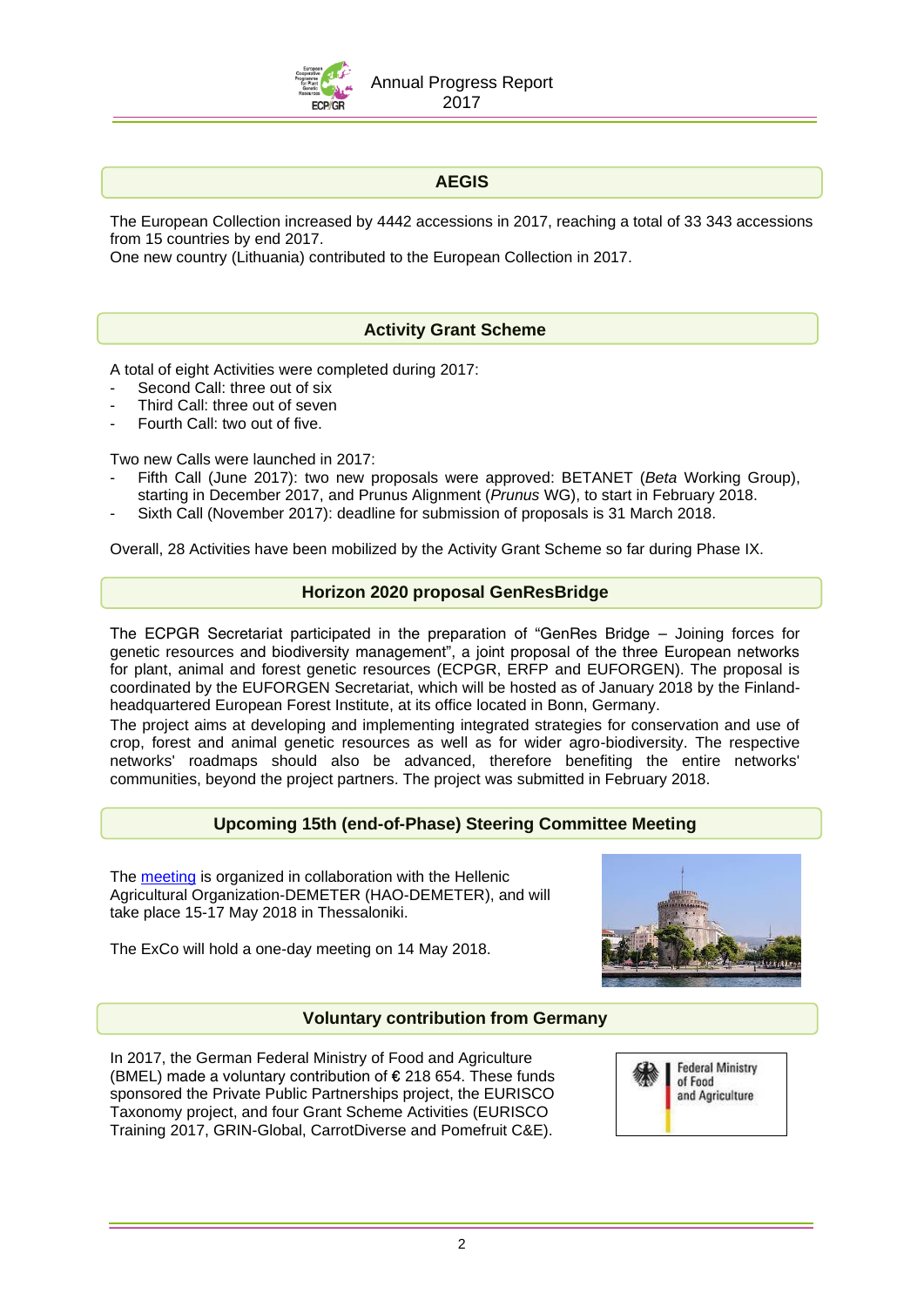## AEGIS

The European Collection increased by 4442 accessions in 2017, reaching a total of 33 343 accessions from 15 countries by end 2017.
One new country (Lithuania) contributed to the European Collection in 2017.

## Activity Grant Scheme

A total of eight Activities were completed during 2017:

- Second Call: three out of six
- Third Call: three out of seven
- Fourth Call: two out of five.

Two new Calls were launched in 2017:

- Fifth Call (June 2017): two new proposals were approved: BETANET (*Beta* Working Group), starting in December 2017, and Prunus Alignment (*Prunus* WG), to start in February 2018.
- Sixth Call (November 2017): deadline for submission of proposals is 31 March 2018.

Overall, 28 Activities have been mobilized by the Activity Grant Scheme so far during Phase IX.

## Horizon 2020 proposal GenResBridge

The ECPGR Secretariat participated in the preparation of "GenRes Bridge – Joining forces for genetic resources and biodiversity management", a joint proposal of the three European networks for plant, animal and forest genetic resources (ECPGR, ERFP and EUFORGEN). The proposal is coordinated by the EUFORGEN Secretariat, which will be hosted as of January 2018 by the Finland-headquartered European Forest Institute, at its office located in Bonn, Germany.
The project aims at developing and implementing integrated strategies for conservation and use of crop, forest and animal genetic resources as well as for wider agro-biodiversity. The respective networks' roadmaps should also be advanced, therefore benefiting the entire networks' communities, beyond the project partners. The project was submitted in February 2018.

## Upcoming 15th (end-of-Phase) Steering Committee Meeting

The meeting is organized in collaboration with the Hellenic Agricultural Organization-DEMETER (HAO-DEMETER), and will take place 15-17 May 2018 in Thessaloniki.

The ExCo will hold a one-day meeting on 14 May 2018.

## Voluntary contribution from Germany

In 2017, the German Federal Ministry of Food and Agriculture (BMEL) made a voluntary contribution of € 218 654. These funds sponsored the Private Public Partnerships project, the EURISCO Taxonomy project, and four Grant Scheme Activities (EURISCO Training 2017, GRIN-Global, CarrotDiverse and Pomefruit C&E).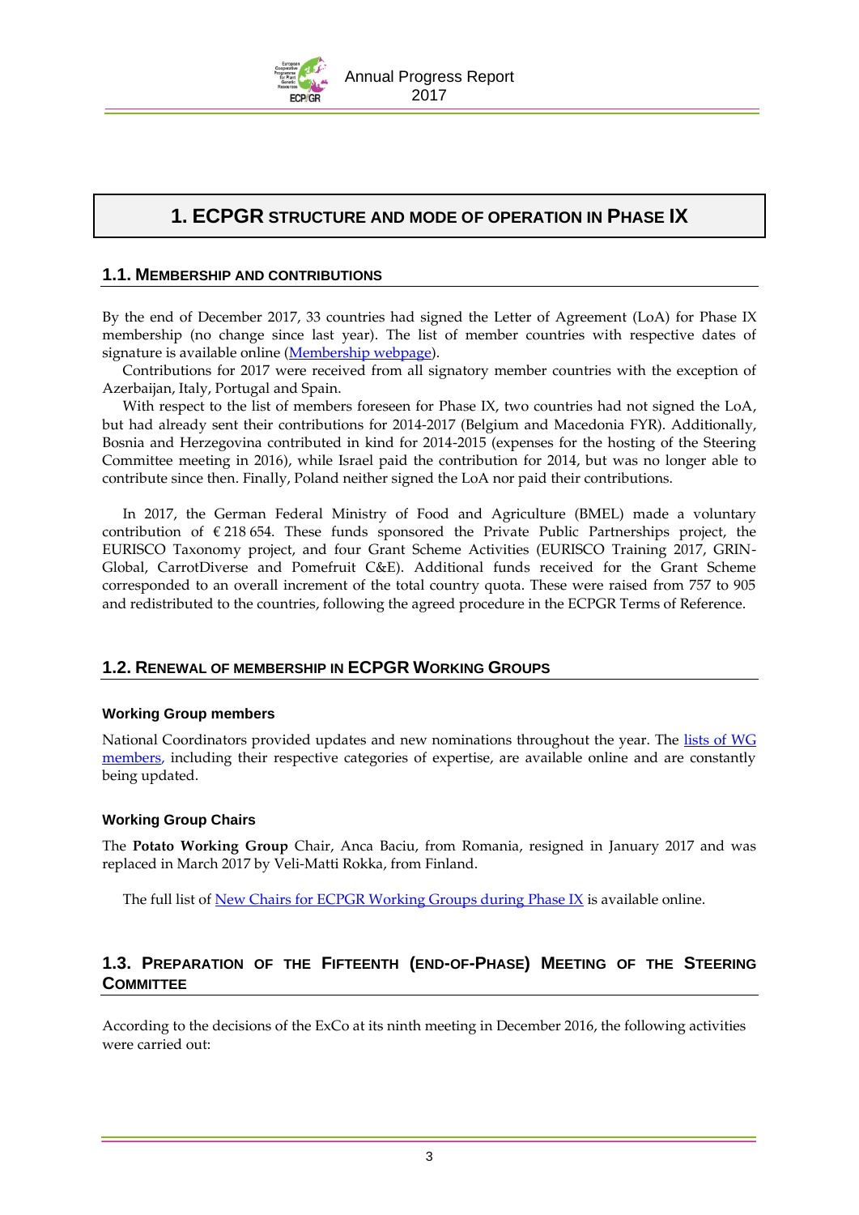# 1. ECPGR STRUCTURE AND MODE OF OPERATION IN PHASE IX

## 1.1. MEMBERSHIP AND CONTRIBUTIONS

By the end of December 2017, 33 countries had signed the Letter of Agreement (LoA) for Phase IX membership (no change since last year). The list of member countries with respective dates of signature is available online (Membership webpage).

Contributions for 2017 were received from all signatory member countries with the exception of Azerbaijan, Italy, Portugal and Spain.

With respect to the list of members foreseen for Phase IX, two countries had not signed the LoA, but had already sent their contributions for 2014-2017 (Belgium and Macedonia FYR). Additionally, Bosnia and Herzegovina contributed in kind for 2014-2015 (expenses for the hosting of the Steering Committee meeting in 2016), while Israel paid the contribution for 2014, but was no longer able to contribute since then. Finally, Poland neither signed the LoA nor paid their contributions.

In 2017, the German Federal Ministry of Food and Agriculture (BMEL) made a voluntary contribution of € 218 654. These funds sponsored the Private Public Partnerships project, the EURISCO Taxonomy project, and four Grant Scheme Activities (EURISCO Training 2017, GRIN-Global, CarrotDiverse and Pomefruit C&E). Additional funds received for the Grant Scheme corresponded to an overall increment of the total country quota. These were raised from 757 to 905 and redistributed to the countries, following the agreed procedure in the ECPGR Terms of Reference.

## 1.2. RENEWAL OF MEMBERSHIP IN ECPGR WORKING GROUPS

### Working Group members

National Coordinators provided updates and new nominations throughout the year. The lists of WG members, including their respective categories of expertise, are available online and are constantly being updated.

### Working Group Chairs

The **Potato Working Group** Chair, Anca Baciu, from Romania, resigned in January 2017 and was replaced in March 2017 by Veli-Matti Rokka, from Finland.

The full list of New Chairs for ECPGR Working Groups during Phase IX is available online.

## 1.3. PREPARATION OF THE FIFTEENTH (END-OF-PHASE) MEETING OF THE STEERING COMMITTEE

According to the decisions of the ExCo at its ninth meeting in December 2016, the following activities were carried out: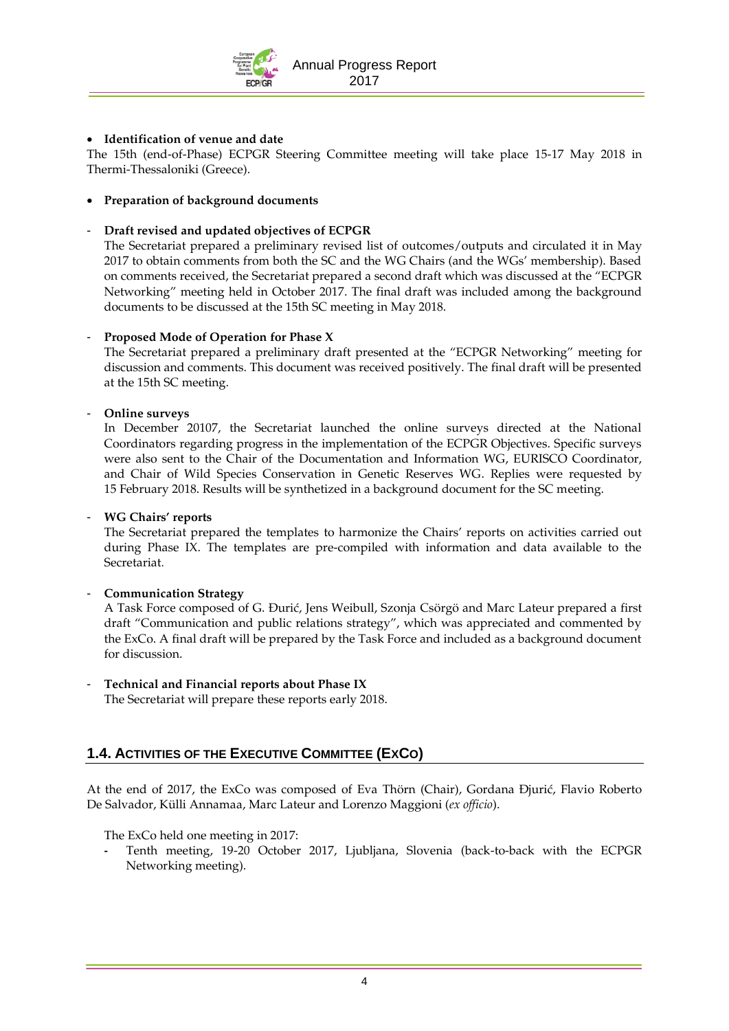- **Identification of venue and date**

The 15th (end-of-Phase) ECPGR Steering Committee meeting will take place 15-17 May 2018 in Thermi-Thessaloniki (Greece).

- **Preparation of background documents**

- **Draft revised and updated objectives of ECPGR**
  The Secretariat prepared a preliminary revised list of outcomes/outputs and circulated it in May 2017 to obtain comments from both the SC and the WG Chairs (and the WGs' membership). Based on comments received, the Secretariat prepared a second draft which was discussed at the "ECPGR Networking" meeting held in October 2017. The final draft was included among the background documents to be discussed at the 15th SC meeting in May 2018.

- **Proposed Mode of Operation for Phase X**
  The Secretariat prepared a preliminary draft presented at the "ECPGR Networking" meeting for discussion and comments. This document was received positively. The final draft will be presented at the 15th SC meeting.

- **Online surveys**
  In December 20107, the Secretariat launched the online surveys directed at the National Coordinators regarding progress in the implementation of the ECPGR Objectives. Specific surveys were also sent to the Chair of the Documentation and Information WG, EURISCO Coordinator, and Chair of Wild Species Conservation in Genetic Reserves WG. Replies were requested by 15 February 2018. Results will be synthetized in a background document for the SC meeting.

- **WG Chairs' reports**
  The Secretariat prepared the templates to harmonize the Chairs' reports on activities carried out during Phase IX. The templates are pre-compiled with information and data available to the Secretariat.

- **Communication Strategy**
  A Task Force composed of G. Đurić, Jens Weibull, Szonja Csörgö and Marc Lateur prepared a first draft "Communication and public relations strategy", which was appreciated and commented by the ExCo. A final draft will be prepared by the Task Force and included as a background document for discussion.

- **Technical and Financial reports about Phase IX**
  The Secretariat will prepare these reports early 2018.

## 1.4. Activities of the Executive Committee (ExCo)

At the end of 2017, the ExCo was composed of Eva Thörn (Chair), Gordana Đjurić, Flavio Roberto De Salvador, Külli Annamaa, Marc Lateur and Lorenzo Maggioni (*ex officio*).

The ExCo held one meeting in 2017:

- Tenth meeting, 19-20 October 2017, Ljubljana, Slovenia (back-to-back with the ECPGR Networking meeting).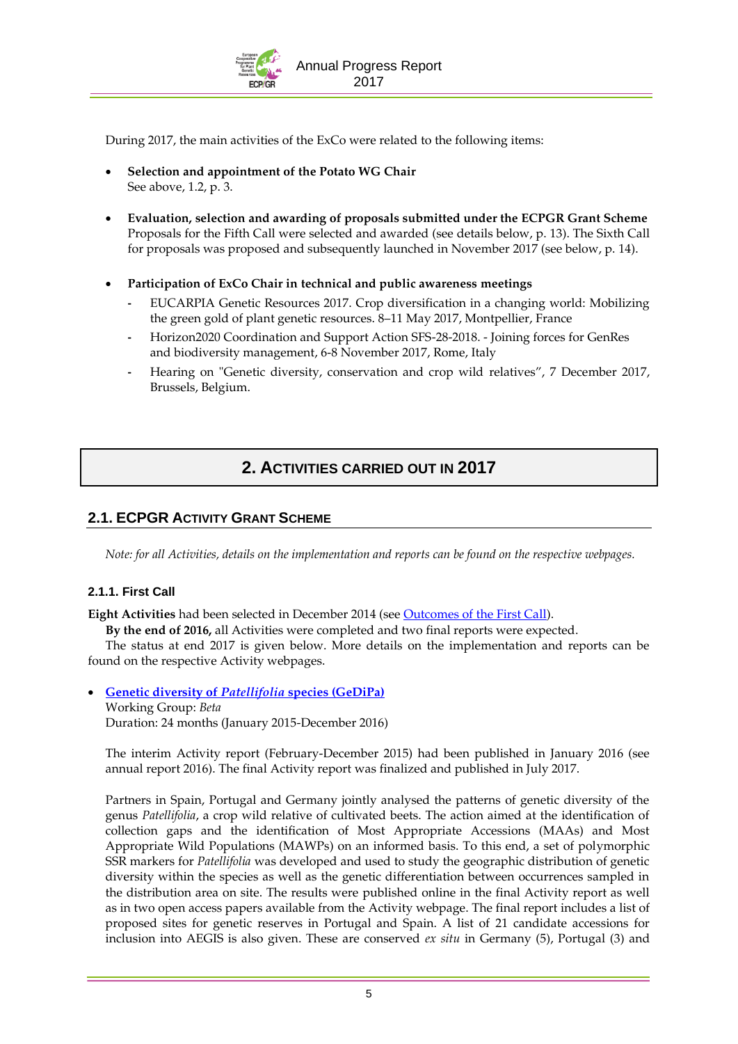During 2017, the main activities of the ExCo were related to the following items:

- **Selection and appointment of the Potato WG Chair**
  See above, 1.2, p. 3.

- **Evaluation, selection and awarding of proposals submitted under the ECPGR Grant Scheme**
  Proposals for the Fifth Call were selected and awarded (see details below, p. 13). The Sixth Call for proposals was proposed and subsequently launched in November 2017 (see below, p. 14).

- **Participation of ExCo Chair in technical and public awareness meetings**
  - EUCARPIA Genetic Resources 2017. Crop diversification in a changing world: Mobilizing the green gold of plant genetic resources. 8–11 May 2017, Montpellier, France
  - Horizon2020 Coordination and Support Action SFS-28-2018. - Joining forces for GenRes and biodiversity management, 6-8 November 2017, Rome, Italy
  - Hearing on "Genetic diversity, conservation and crop wild relatives", 7 December 2017, Brussels, Belgium.

# 2. Activities carried out in 2017

## 2.1. ECPGR Activity Grant Scheme

*Note: for all Activities, details on the implementation and reports can be found on the respective webpages.*

### 2.1.1. First Call

**Eight Activities** had been selected in December 2014 (see Outcomes of the First Call).

**By the end of 2016,** all Activities were completed and two final reports were expected.

The status at end 2017 is given below. More details on the implementation and reports can be found on the respective Activity webpages.

- **Genetic diversity of *Patellifolia* species (GeDiPa)**
  Working Group: *Beta*
  Duration: 24 months (January 2015-December 2016)

  The interim Activity report (February-December 2015) had been published in January 2016 (see annual report 2016). The final Activity report was finalized and published in July 2017.

  Partners in Spain, Portugal and Germany jointly analysed the patterns of genetic diversity of the genus *Patellifolia*, a crop wild relative of cultivated beets. The action aimed at the identification of collection gaps and the identification of Most Appropriate Accessions (MAAs) and Most Appropriate Wild Populations (MAWPs) on an informed basis. To this end, a set of polymorphic SSR markers for *Patellifolia* was developed and used to study the geographic distribution of genetic diversity within the species as well as the genetic differentiation between occurrences sampled in the distribution area on site. The results were published online in the final Activity report as well as in two open access papers available from the Activity webpage. The final report includes a list of proposed sites for genetic reserves in Portugal and Spain. A list of 21 candidate accessions for inclusion into AEGIS is also given. These are conserved *ex situ* in Germany (5), Portugal (3) and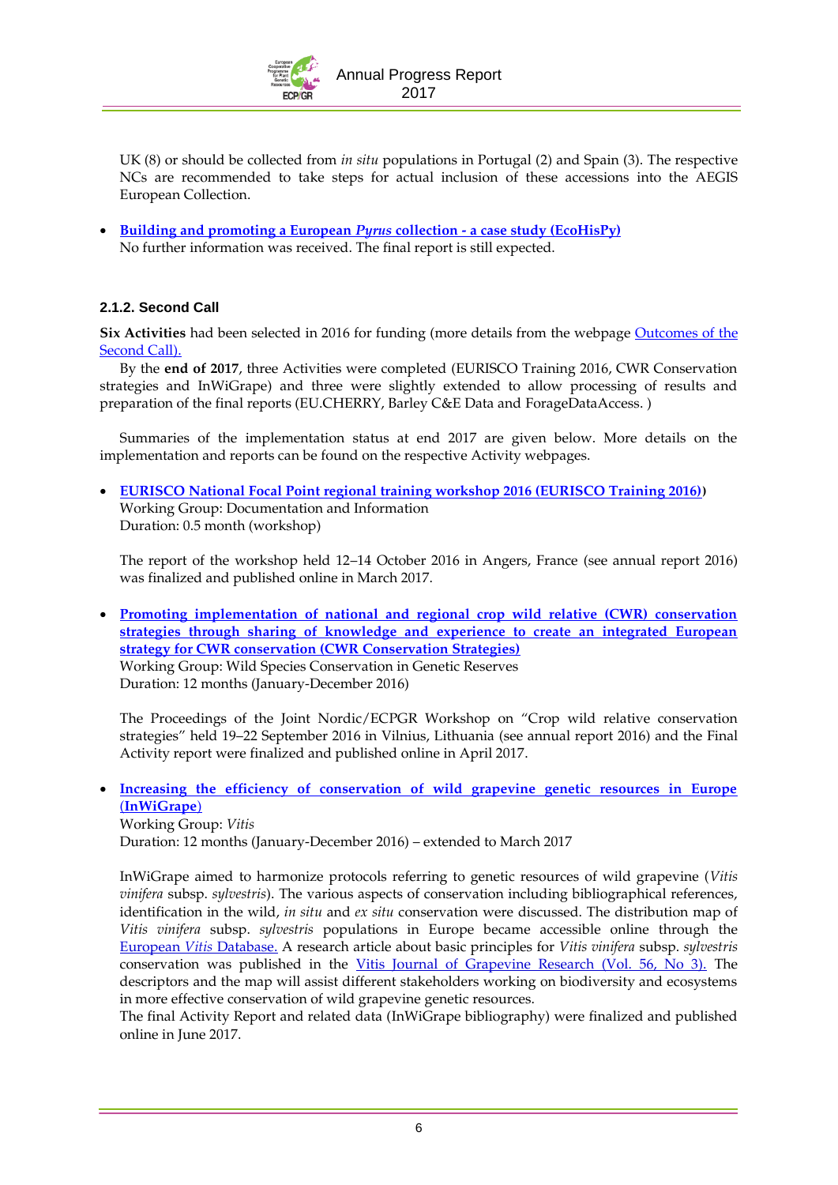UK (8) or should be collected from *in situ* populations in Portugal (2) and Spain (3). The respective NCs are recommended to take steps for actual inclusion of these accessions into the AEGIS European Collection.

- **Building and promoting a European *Pyrus* collection - a case study (EcoHisPy)**
  No further information was received. The final report is still expected.

### 2.1.2. Second Call

**Six Activities** had been selected in 2016 for funding (more details from the webpage Outcomes of the Second Call).

By the **end of 2017**, three Activities were completed (EURISCO Training 2016, CWR Conservation strategies and InWiGrape) and three were slightly extended to allow processing of results and preparation of the final reports (EU.CHERRY, Barley C&E Data and ForageDataAccess. )

Summaries of the implementation status at end 2017 are given below. More details on the implementation and reports can be found on the respective Activity webpages.

- **EURISCO National Focal Point regional training workshop 2016 (EURISCO Training 2016))**
  Working Group: Documentation and Information
  Duration: 0.5 month (workshop)

  The report of the workshop held 12–14 October 2016 in Angers, France (see annual report 2016) was finalized and published online in March 2017.

- **Promoting implementation of national and regional crop wild relative (CWR) conservation strategies through sharing of knowledge and experience to create an integrated European strategy for CWR conservation (CWR Conservation Strategies)**
  Working Group: Wild Species Conservation in Genetic Reserves
  Duration: 12 months (January-December 2016)

  The Proceedings of the Joint Nordic/ECPGR Workshop on "Crop wild relative conservation strategies" held 19–22 September 2016 in Vilnius, Lithuania (see annual report 2016) and the Final Activity report were finalized and published online in April 2017.

- **Increasing the efficiency of conservation of wild grapevine genetic resources in Europe (InWiGrape)**
  Working Group: *Vitis*
  Duration: 12 months (January-December 2016) – extended to March 2017

  InWiGrape aimed to harmonize protocols referring to genetic resources of wild grapevine (*Vitis vinifera* subsp. *sylvestris*). The various aspects of conservation including bibliographical references, identification in the wild, *in situ* and *ex situ* conservation were discussed. The distribution map of *Vitis vinifera* subsp. *sylvestris* populations in Europe became accessible online through the European *Vitis* Database. A research article about basic principles for *Vitis vinifera* subsp. *sylvestris* conservation was published in the Vitis Journal of Grapevine Research (Vol. 56, No 3). The descriptors and the map will assist different stakeholders working on biodiversity and ecosystems in more effective conservation of wild grapevine genetic resources.
  The final Activity Report and related data (InWiGrape bibliography) were finalized and published online in June 2017.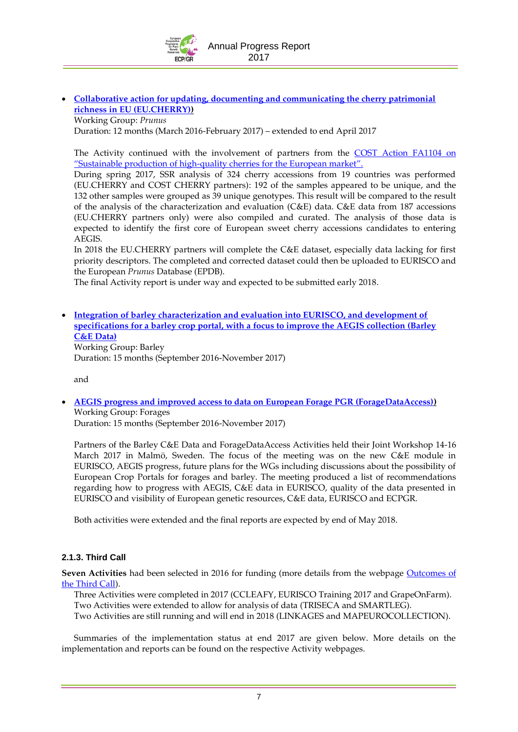- **Collaborative action for updating, documenting and communicating the cherry patrimonial richness in EU (EU.CHERRY))**
  Working Group: *Prunus*
  Duration: 12 months (March 2016-February 2017) – extended to end April 2017

  The Activity continued with the involvement of partners from the COST Action FA1104 on "Sustainable production of high-quality cherries for the European market".
  During spring 2017, SSR analysis of 324 cherry accessions from 19 countries was performed (EU.CHERRY and COST CHERRY partners): 192 of the samples appeared to be unique, and the 132 other samples were grouped as 39 unique genotypes. This result will be compared to the result of the analysis of the characterization and evaluation (C&E) data. C&E data from 187 accessions (EU.CHERRY partners only) were also compiled and curated. The analysis of those data is expected to identify the first core of European sweet cherry accessions candidates to entering AEGIS.
  In 2018 the EU.CHERRY partners will complete the C&E dataset, especially data lacking for first priority descriptors. The completed and corrected dataset could then be uploaded to EURISCO and the European *Prunus* Database (EPDB).
  The final Activity report is under way and expected to be submitted early 2018.

- **Integration of barley characterization and evaluation into EURISCO, and development of specifications for a barley crop portal, with a focus to improve the AEGIS collection (Barley C&E Data)**
  Working Group: Barley
  Duration: 15 months (September 2016-November 2017)

  and

- **AEGIS progress and improved access to data on European Forage PGR (ForageDataAccess))**
  Working Group: Forages
  Duration: 15 months (September 2016-November 2017)

  Partners of the Barley C&E Data and ForageDataAccess Activities held their Joint Workshop 14-16 March 2017 in Malmö, Sweden. The focus of the meeting was on the new C&E module in EURISCO, AEGIS progress, future plans for the WGs including discussions about the possibility of European Crop Portals for forages and barley. The meeting produced a list of recommendations regarding how to progress with AEGIS, C&E data in EURISCO, quality of the data presented in EURISCO and visibility of European genetic resources, C&E data, EURISCO and ECPGR.

  Both activities were extended and the final reports are expected by end of May 2018.

### 2.1.3. Third Call

**Seven Activities** had been selected in 2016 for funding (more details from the webpage Outcomes of the Third Call).

Three Activities were completed in 2017 (CCLEAFY, EURISCO Training 2017 and GrapeOnFarm).
Two Activities were extended to allow for analysis of data (TRISECA and SMARTLEG).
Two Activities are still running and will end in 2018 (LINKAGES and MAPEUROCOLLECTION).

Summaries of the implementation status at end 2017 are given below. More details on the implementation and reports can be found on the respective Activity webpages.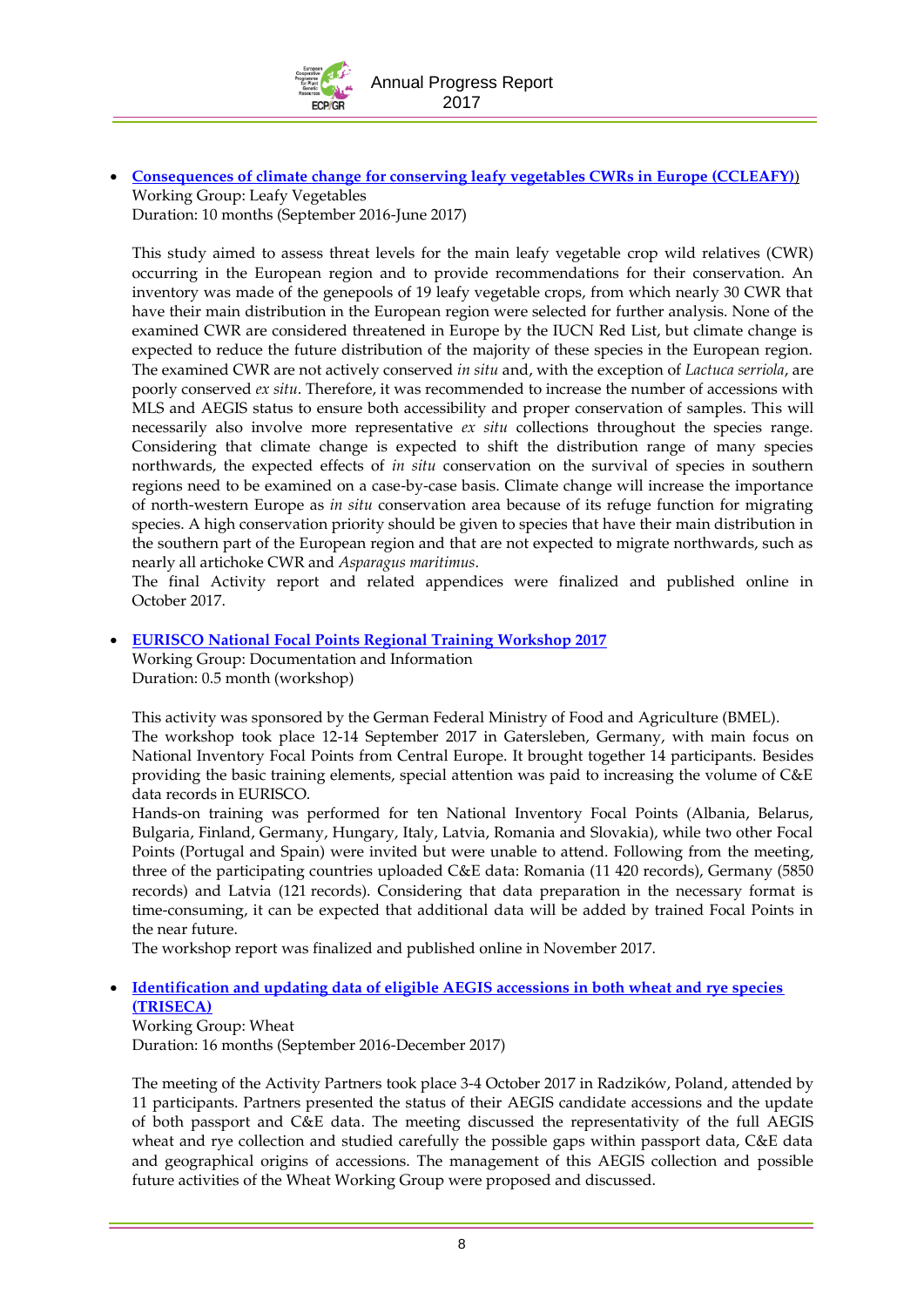- **[Consequences of climate change for conserving leafy vegetables CWRs in Europe (CCLEAFY))](#)**
  Working Group: Leafy Vegetables
  Duration: 10 months (September 2016-June 2017)

  This study aimed to assess threat levels for the main leafy vegetable crop wild relatives (CWR) occurring in the European region and to provide recommendations for their conservation. An inventory was made of the genepools of 19 leafy vegetable crops, from which nearly 30 CWR that have their main distribution in the European region were selected for further analysis. None of the examined CWR are considered threatened in Europe by the IUCN Red List, but climate change is expected to reduce the future distribution of the majority of these species in the European region. The examined CWR are not actively conserved *in situ* and, with the exception of *Lactuca serriola*, are poorly conserved *ex situ*. Therefore, it was recommended to increase the number of accessions with MLS and AEGIS status to ensure both accessibility and proper conservation of samples. This will necessarily also involve more representative *ex situ* collections throughout the species range. Considering that climate change is expected to shift the distribution range of many species northwards, the expected effects of *in situ* conservation on the survival of species in southern regions need to be examined on a case-by-case basis. Climate change will increase the importance of north-western Europe as *in situ* conservation area because of its refuge function for migrating species. A high conservation priority should be given to species that have their main distribution in the southern part of the European region and that are not expected to migrate northwards, such as nearly all artichoke CWR and *Asparagus maritimus*.
  The final Activity report and related appendices were finalized and published online in October 2017.

- **[EURISCO National Focal Points Regional Training Workshop 2017](#)**
  Working Group: Documentation and Information
  Duration: 0.5 month (workshop)

  This activity was sponsored by the German Federal Ministry of Food and Agriculture (BMEL).
  The workshop took place 12-14 September 2017 in Gatersleben, Germany, with main focus on National Inventory Focal Points from Central Europe. It brought together 14 participants. Besides providing the basic training elements, special attention was paid to increasing the volume of C&E data records in EURISCO.
  Hands-on training was performed for ten National Inventory Focal Points (Albania, Belarus, Bulgaria, Finland, Germany, Hungary, Italy, Latvia, Romania and Slovakia), while two other Focal Points (Portugal and Spain) were invited but were unable to attend. Following from the meeting, three of the participating countries uploaded C&E data: Romania (11 420 records), Germany (5850 records) and Latvia (121 records). Considering that data preparation in the necessary format is time-consuming, it can be expected that additional data will be added by trained Focal Points in the near future.
  The workshop report was finalized and published online in November 2017.

- **[Identification and updating data of eligible AEGIS accessions in both wheat and rye species (TRISECA)](#)**
  Working Group: Wheat
  Duration: 16 months (September 2016-December 2017)

  The meeting of the Activity Partners took place 3-4 October 2017 in Radzików, Poland, attended by 11 participants. Partners presented the status of their AEGIS candidate accessions and the update of both passport and C&E data. The meeting discussed the representativity of the full AEGIS wheat and rye collection and studied carefully the possible gaps within passport data, C&E data and geographical origins of accessions. The management of this AEGIS collection and possible future activities of the Wheat Working Group were proposed and discussed.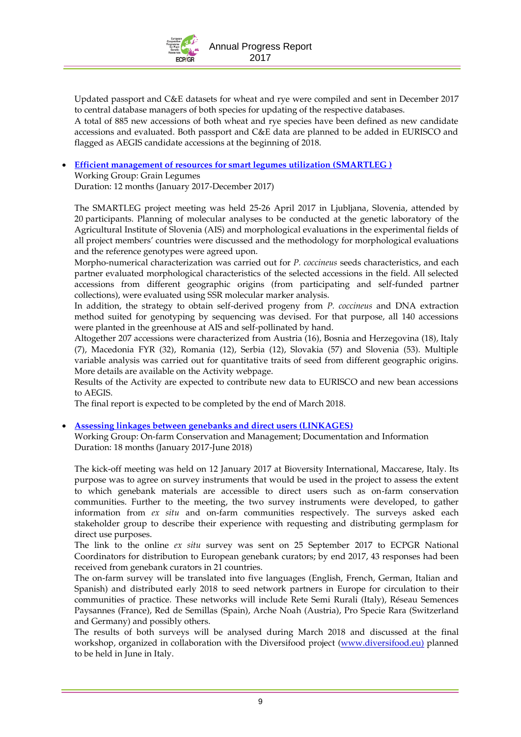Updated passport and C&E datasets for wheat and rye were compiled and sent in December 2017 to central database managers of both species for updating of the respective databases.
A total of 885 new accessions of both wheat and rye species have been defined as new candidate accessions and evaluated. Both passport and C&E data are planned to be added in EURISCO and flagged as AEGIS candidate accessions at the beginning of 2018.

- **Efficient management of resources for smart legumes utilization (SMARTLEG )**
  Working Group: Grain Legumes
  Duration: 12 months (January 2017-December 2017)

  The SMARTLEG project meeting was held 25-26 April 2017 in Ljubljana, Slovenia, attended by 20 participants. Planning of molecular analyses to be conducted at the genetic laboratory of the Agricultural Institute of Slovenia (AIS) and morphological evaluations in the experimental fields of all project members' countries were discussed and the methodology for morphological evaluations and the reference genotypes were agreed upon.
  Morpho-numerical characterization was carried out for *P. coccineus* seeds characteristics, and each partner evaluated morphological characteristics of the selected accessions in the field. All selected accessions from different geographic origins (from participating and self-funded partner collections), were evaluated using SSR molecular marker analysis.
  In addition, the strategy to obtain self-derived progeny from *P. coccineus* and DNA extraction method suited for genotyping by sequencing was devised. For that purpose, all 140 accessions were planted in the greenhouse at AIS and self-pollinated by hand.
  Altogether 207 accessions were characterized from Austria (16), Bosnia and Herzegovina (18), Italy (7), Macedonia FYR (32), Romania (12), Serbia (12), Slovakia (57) and Slovenia (53). Multiple variable analysis was carried out for quantitative traits of seed from different geographic origins. More details are available on the Activity webpage.
  Results of the Activity are expected to contribute new data to EURISCO and new bean accessions to AEGIS.
  The final report is expected to be completed by the end of March 2018.

- **Assessing linkages between genebanks and direct users (LINKAGES)**
  Working Group: On-farm Conservation and Management; Documentation and Information
  Duration: 18 months (January 2017-June 2018)

  The kick-off meeting was held on 12 January 2017 at Bioversity International, Maccarese, Italy. Its purpose was to agree on survey instruments that would be used in the project to assess the extent to which genebank materials are accessible to direct users such as on-farm conservation communities. Further to the meeting, the two survey instruments were developed, to gather information from *ex situ* and on-farm communities respectively. The surveys asked each stakeholder group to describe their experience with requesting and distributing germplasm for direct use purposes.
  The link to the online *ex situ* survey was sent on 25 September 2017 to ECPGR National Coordinators for distribution to European genebank curators; by end 2017, 43 responses had been received from genebank curators in 21 countries.
  The on-farm survey will be translated into five languages (English, French, German, Italian and Spanish) and distributed early 2018 to seed network partners in Europe for circulation to their communities of practice. These networks will include Rete Semi Rurali (Italy), Réseau Semences Paysannes (France), Red de Semillas (Spain), Arche Noah (Austria), Pro Specie Rara (Switzerland and Germany) and possibly others.
  The results of both surveys will be analysed during March 2018 and discussed at the final workshop, organized in collaboration with the Diversifood project (www.diversifood.eu) planned to be held in June in Italy.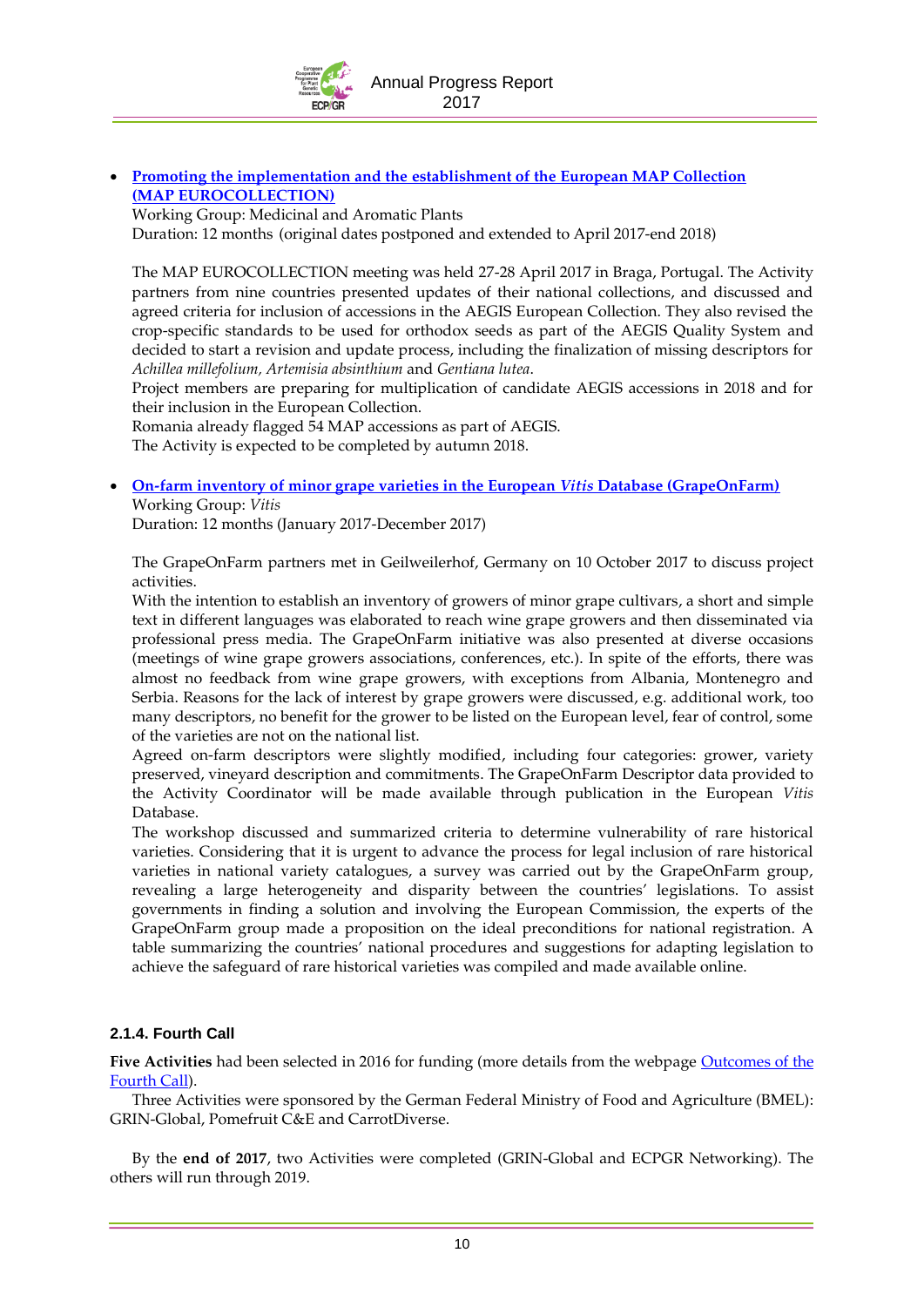- **[Promoting the implementation and the establishment of the European MAP Collection (MAP EUROCOLLECTION)]**
  Working Group: Medicinal and Aromatic Plants
  Duration: 12 months (original dates postponed and extended to April 2017-end 2018)

  The MAP EUROCOLLECTION meeting was held 27-28 April 2017 in Braga, Portugal. The Activity partners from nine countries presented updates of their national collections, and discussed and agreed criteria for inclusion of accessions in the AEGIS European Collection. They also revised the crop-specific standards to be used for orthodox seeds as part of the AEGIS Quality System and decided to start a revision and update process, including the finalization of missing descriptors for *Achillea millefolium, Artemisia absinthium* and *Gentiana lutea*.
  Project members are preparing for multiplication of candidate AEGIS accessions in 2018 and for their inclusion in the European Collection.
  Romania already flagged 54 MAP accessions as part of AEGIS.
  The Activity is expected to be completed by autumn 2018.

- **[On-farm inventory of minor grape varieties in the European *Vitis* Database (GrapeOnFarm)]**
  Working Group: *Vitis*
  Duration: 12 months (January 2017-December 2017)

  The GrapeOnFarm partners met in Geilweilerhof, Germany on 10 October 2017 to discuss project activities.
  With the intention to establish an inventory of growers of minor grape cultivars, a short and simple text in different languages was elaborated to reach wine grape growers and then disseminated via professional press media. The GrapeOnFarm initiative was also presented at diverse occasions (meetings of wine grape growers associations, conferences, etc.). In spite of the efforts, there was almost no feedback from wine grape growers, with exceptions from Albania, Montenegro and Serbia. Reasons for the lack of interest by grape growers were discussed, e.g. additional work, too many descriptors, no benefit for the grower to be listed on the European level, fear of control, some of the varieties are not on the national list.
  Agreed on-farm descriptors were slightly modified, including four categories: grower, variety preserved, vineyard description and commitments. The GrapeOnFarm Descriptor data provided to the Activity Coordinator will be made available through publication in the European *Vitis* Database.
  The workshop discussed and summarized criteria to determine vulnerability of rare historical varieties. Considering that it is urgent to advance the process for legal inclusion of rare historical varieties in national variety catalogues, a survey was carried out by the GrapeOnFarm group, revealing a large heterogeneity and disparity between the countries' legislations. To assist governments in finding a solution and involving the European Commission, the experts of the GrapeOnFarm group made a proposition on the ideal preconditions for national registration. A table summarizing the countries' national procedures and suggestions for adapting legislation to achieve the safeguard of rare historical varieties was compiled and made available online.

### 2.1.4. Fourth Call

**Five Activities** had been selected in 2016 for funding (more details from the webpage [Outcomes of the Fourth Call]).

Three Activities were sponsored by the German Federal Ministry of Food and Agriculture (BMEL): GRIN-Global, Pomefruit C&E and CarrotDiverse.

By the **end of 2017**, two Activities were completed (GRIN-Global and ECPGR Networking). The others will run through 2019.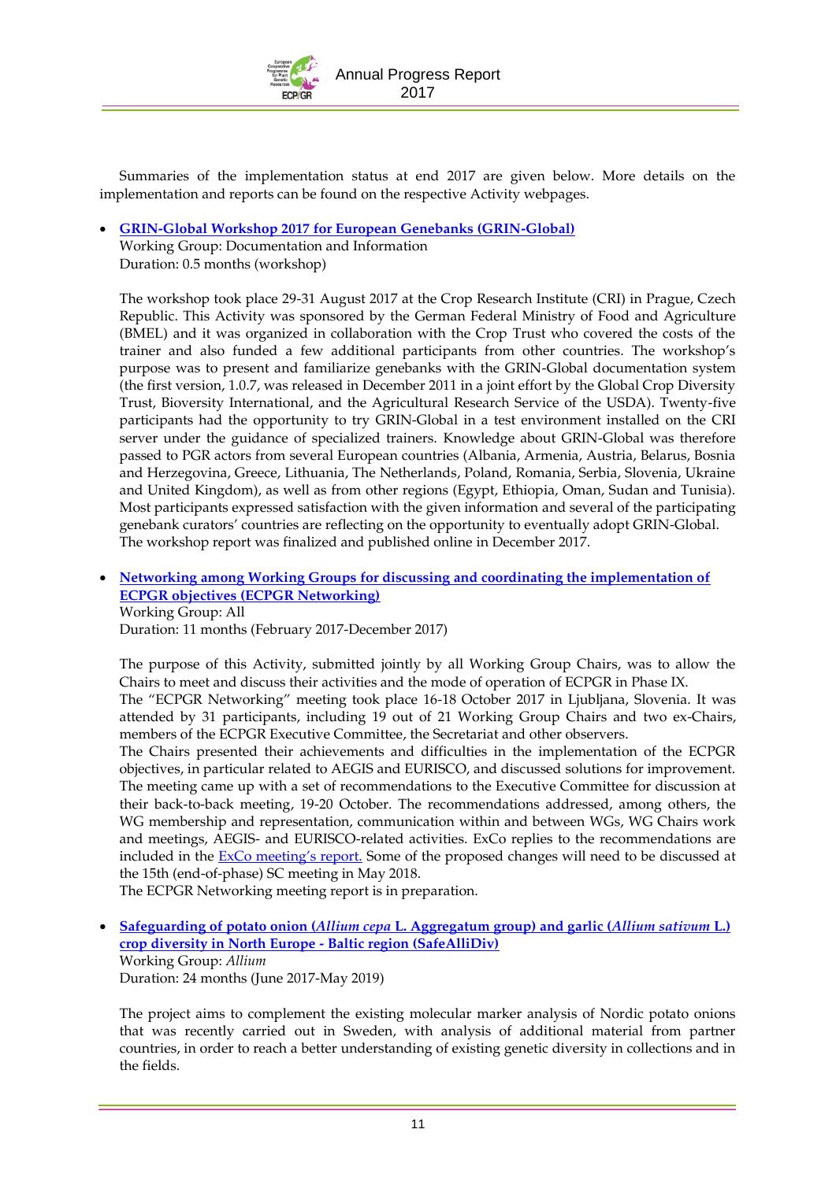Summaries of the implementation status at end 2017 are given below. More details on the implementation and reports can be found on the respective Activity webpages.

- **GRIN-Global Workshop 2017 for European Genebanks (GRIN-Global)**
  Working Group: Documentation and Information
  Duration: 0.5 months (workshop)

  The workshop took place 29-31 August 2017 at the Crop Research Institute (CRI) in Prague, Czech Republic. This Activity was sponsored by the German Federal Ministry of Food and Agriculture (BMEL) and it was organized in collaboration with the Crop Trust who covered the costs of the trainer and also funded a few additional participants from other countries. The workshop's purpose was to present and familiarize genebanks with the GRIN-Global documentation system (the first version, 1.0.7, was released in December 2011 in a joint effort by the Global Crop Diversity Trust, Bioversity International, and the Agricultural Research Service of the USDA). Twenty-five participants had the opportunity to try GRIN-Global in a test environment installed on the CRI server under the guidance of specialized trainers. Knowledge about GRIN-Global was therefore passed to PGR actors from several European countries (Albania, Armenia, Austria, Belarus, Bosnia and Herzegovina, Greece, Lithuania, The Netherlands, Poland, Romania, Serbia, Slovenia, Ukraine and United Kingdom), as well as from other regions (Egypt, Ethiopia, Oman, Sudan and Tunisia). Most participants expressed satisfaction with the given information and several of the participating genebank curators' countries are reflecting on the opportunity to eventually adopt GRIN-Global. The workshop report was finalized and published online in December 2017.

- **Networking among Working Groups for discussing and coordinating the implementation of ECPGR objectives (ECPGR Networking)**
  Working Group: All
  Duration: 11 months (February 2017-December 2017)

  The purpose of this Activity, submitted jointly by all Working Group Chairs, was to allow the Chairs to meet and discuss their activities and the mode of operation of ECPGR in Phase IX.
  The "ECPGR Networking" meeting took place 16-18 October 2017 in Ljubljana, Slovenia. It was attended by 31 participants, including 19 out of 21 Working Group Chairs and two ex-Chairs, members of the ECPGR Executive Committee, the Secretariat and other observers.
  The Chairs presented their achievements and difficulties in the implementation of the ECPGR objectives, in particular related to AEGIS and EURISCO, and discussed solutions for improvement. The meeting came up with a set of recommendations to the Executive Committee for discussion at their back-to-back meeting, 19-20 October. The recommendations addressed, among others, the WG membership and representation, communication within and between WGs, WG Chairs work and meetings, AEGIS- and EURISCO-related activities. ExCo replies to the recommendations are included in the ExCo meeting's report. Some of the proposed changes will need to be discussed at the 15th (end-of-phase) SC meeting in May 2018.
  The ECPGR Networking meeting report is in preparation.

- **Safeguarding of potato onion (*Allium cepa* L. Aggregatum group) and garlic (*Allium sativum* L.) crop diversity in North Europe - Baltic region (SafeAlliDiv)**
  Working Group: *Allium*
  Duration: 24 months (June 2017-May 2019)

  The project aims to complement the existing molecular marker analysis of Nordic potato onions that was recently carried out in Sweden, with analysis of additional material from partner countries, in order to reach a better understanding of existing genetic diversity in collections and in the fields.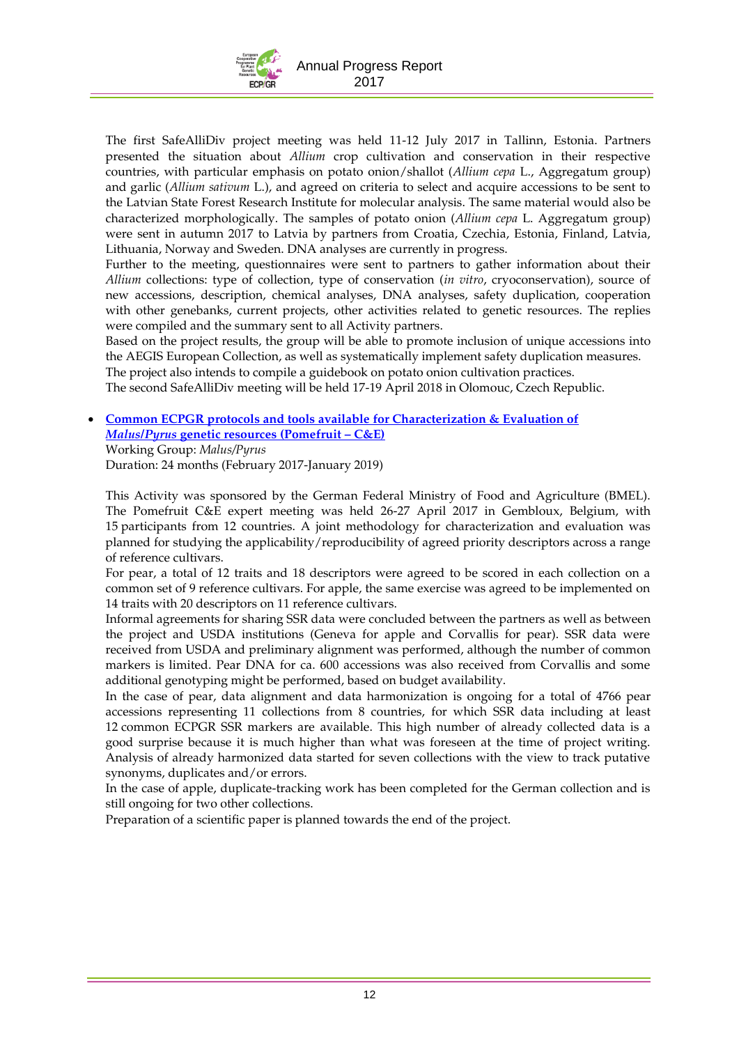The first SafeAlliDiv project meeting was held 11-12 July 2017 in Tallinn, Estonia. Partners presented the situation about *Allium* crop cultivation and conservation in their respective countries, with particular emphasis on potato onion/shallot (*Allium cepa* L., Aggregatum group) and garlic (*Allium sativum* L.), and agreed on criteria to select and acquire accessions to be sent to the Latvian State Forest Research Institute for molecular analysis. The same material would also be characterized morphologically. The samples of potato onion (*Allium cepa* L. Aggregatum group) were sent in autumn 2017 to Latvia by partners from Croatia, Czechia, Estonia, Finland, Latvia, Lithuania, Norway and Sweden. DNA analyses are currently in progress.

Further to the meeting, questionnaires were sent to partners to gather information about their *Allium* collections: type of collection, type of conservation (*in vitro*, cryoconservation), source of new accessions, description, chemical analyses, DNA analyses, safety duplication, cooperation with other genebanks, current projects, other activities related to genetic resources. The replies were compiled and the summary sent to all Activity partners.

Based on the project results, the group will be able to promote inclusion of unique accessions into the AEGIS European Collection, as well as systematically implement safety duplication measures.

The project also intends to compile a guidebook on potato onion cultivation practices.

The second SafeAlliDiv meeting will be held 17-19 April 2018 in Olomouc, Czech Republic.

- **Common ECPGR protocols and tools available for Characterization & Evaluation of *Malus/Pyrus* genetic resources (Pomefruit – C&E)**

  Working Group: *Malus/Pyrus*
  Duration: 24 months (February 2017-January 2019)

  This Activity was sponsored by the German Federal Ministry of Food and Agriculture (BMEL). The Pomefruit C&E expert meeting was held 26-27 April 2017 in Gembloux, Belgium, with 15 participants from 12 countries. A joint methodology for characterization and evaluation was planned for studying the applicability/reproducibility of agreed priority descriptors across a range of reference cultivars.

  For pear, a total of 12 traits and 18 descriptors were agreed to be scored in each collection on a common set of 9 reference cultivars. For apple, the same exercise was agreed to be implemented on 14 traits with 20 descriptors on 11 reference cultivars.

  Informal agreements for sharing SSR data were concluded between the partners as well as between the project and USDA institutions (Geneva for apple and Corvallis for pear). SSR data were received from USDA and preliminary alignment was performed, although the number of common markers is limited. Pear DNA for ca. 600 accessions was also received from Corvallis and some additional genotyping might be performed, based on budget availability.

  In the case of pear, data alignment and data harmonization is ongoing for a total of 4766 pear accessions representing 11 collections from 8 countries, for which SSR data including at least 12 common ECPGR SSR markers are available. This high number of already collected data is a good surprise because it is much higher than what was foreseen at the time of project writing. Analysis of already harmonized data started for seven collections with the view to track putative synonyms, duplicates and/or errors.

  In the case of apple, duplicate-tracking work has been completed for the German collection and is still ongoing for two other collections.

  Preparation of a scientific paper is planned towards the end of the project.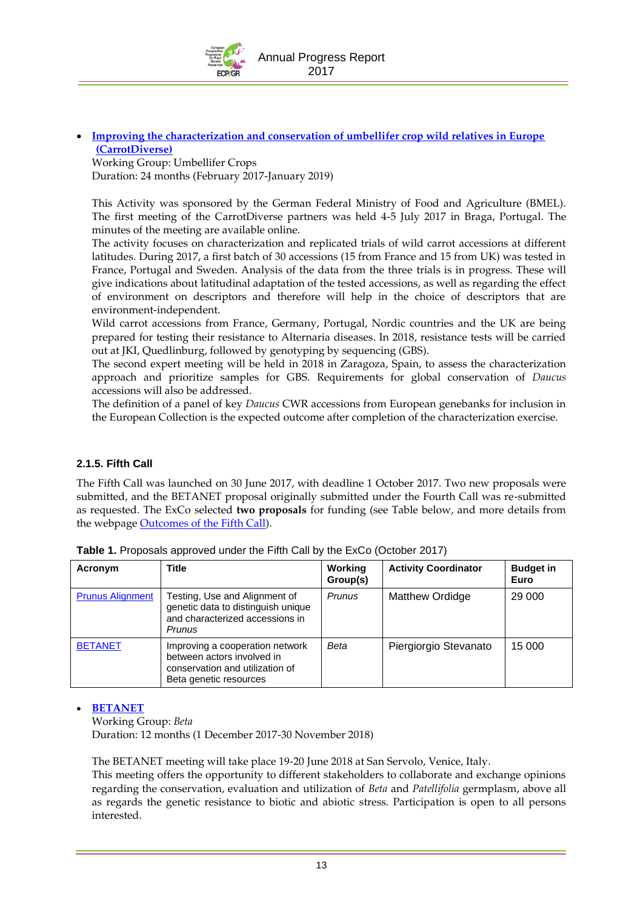- **[Improving the characterization and conservation of umbellifer crop wild relatives in Europe (CarrotDiverse)]**
  Working Group: Umbellifer Crops
  Duration: 24 months (February 2017-January 2019)

  This Activity was sponsored by the German Federal Ministry of Food and Agriculture (BMEL). The first meeting of the CarrotDiverse partners was held 4-5 July 2017 in Braga, Portugal. The minutes of the meeting are available online.
  The activity focuses on characterization and replicated trials of wild carrot accessions at different latitudes. During 2017, a first batch of 30 accessions (15 from France and 15 from UK) was tested in France, Portugal and Sweden. Analysis of the data from the three trials is in progress. These will give indications about latitudinal adaptation of the tested accessions, as well as regarding the effect of environment on descriptors and therefore will help in the choice of descriptors that are environment-independent.
  Wild carrot accessions from France, Germany, Portugal, Nordic countries and the UK are being prepared for testing their resistance to Alternaria diseases. In 2018, resistance tests will be carried out at JKI, Quedlinburg, followed by genotyping by sequencing (GBS).
  The second expert meeting will be held in 2018 in Zaragoza, Spain, to assess the characterization approach and prioritize samples for GBS. Requirements for global conservation of *Daucus* accessions will also be addressed.
  The definition of a panel of key *Daucus* CWR accessions from European genebanks for inclusion in the European Collection is the expected outcome after completion of the characterization exercise.

#### 2.1.5. Fifth Call

The Fifth Call was launched on 30 June 2017, with deadline 1 October 2017. Two new proposals were submitted, and the BETANET proposal originally submitted under the Fourth Call was re-submitted as requested. The ExCo selected **two proposals** for funding (see Table below, and more details from the webpage Outcomes of the Fifth Call).

**Table 1.** Proposals approved under the Fifth Call by the ExCo (October 2017)

| Acronym | Title | Working Group(s) | Activity Coordinator | Budget in Euro |
|---|---|---|---|---|
| Prunus Alignment | Testing, Use and Alignment of genetic data to distinguish unique and characterized accessions in *Prunus* | *Prunus* | Matthew Ordidge | 29 000 |
| BETANET | Improving a cooperation network between actors involved in conservation and utilization of Beta genetic resources | *Beta* | Piergiorgio Stevanato | 15 000 |

- **BETANET**
  Working Group: *Beta*
  Duration: 12 months (1 December 2017-30 November 2018)

  The BETANET meeting will take place 19-20 June 2018 at San Servolo, Venice, Italy.
  This meeting offers the opportunity to different stakeholders to collaborate and exchange opinions regarding the conservation, evaluation and utilization of *Beta* and *Patellifolia* germplasm, above all as regards the genetic resistance to biotic and abiotic stress. Participation is open to all persons interested.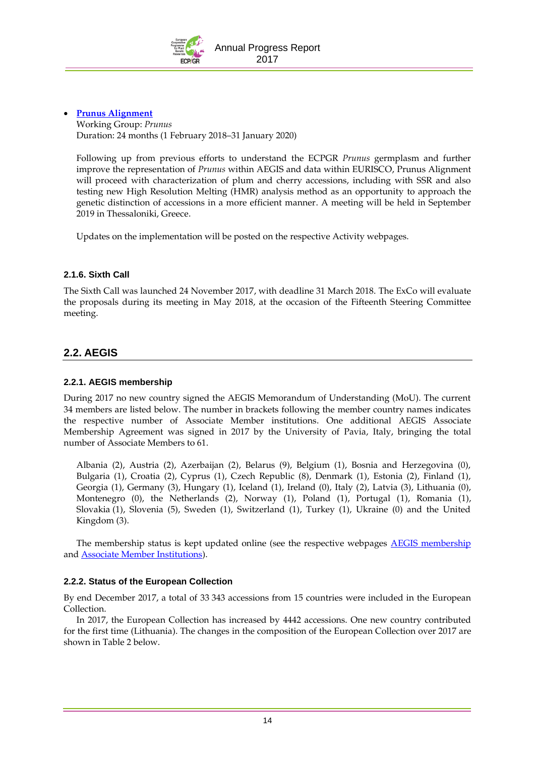- **Prunus Alignment**
  Working Group: *Prunus*
  Duration: 24 months (1 February 2018–31 January 2020)

  Following up from previous efforts to understand the ECPGR *Prunus* germplasm and further improve the representation of *Prunus* within AEGIS and data within EURISCO, Prunus Alignment will proceed with characterization of plum and cherry accessions, including with SSR and also testing new High Resolution Melting (HMR) analysis method as an opportunity to approach the genetic distinction of accessions in a more efficient manner. A meeting will be held in September 2019 in Thessaloniki, Greece.

  Updates on the implementation will be posted on the respective Activity webpages.

#### 2.1.6. Sixth Call

The Sixth Call was launched 24 November 2017, with deadline 31 March 2018. The ExCo will evaluate the proposals during its meeting in May 2018, at the occasion of the Fifteenth Steering Committee meeting.

## 2.2. AEGIS

#### 2.2.1. AEGIS membership

During 2017 no new country signed the AEGIS Memorandum of Understanding (MoU). The current 34 members are listed below. The number in brackets following the member country names indicates the respective number of Associate Member institutions. One additional AEGIS Associate Membership Agreement was signed in 2017 by the University of Pavia, Italy, bringing the total number of Associate Members to 61.

Albania (2), Austria (2), Azerbaijan (2), Belarus (9), Belgium (1), Bosnia and Herzegovina (0), Bulgaria (1), Croatia (2), Cyprus (1), Czech Republic (8), Denmark (1), Estonia (2), Finland (1), Georgia (1), Germany (3), Hungary (1), Iceland (1), Ireland (0), Italy (2), Latvia (3), Lithuania (0), Montenegro (0), the Netherlands (2), Norway (1), Poland (1), Portugal (1), Romania (1), Slovakia (1), Slovenia (5), Sweden (1), Switzerland (1), Turkey (1), Ukraine (0) and the United Kingdom (3).

The membership status is kept updated online (see the respective webpages AEGIS membership and Associate Member Institutions).

#### 2.2.2. Status of the European Collection

By end December 2017, a total of 33 343 accessions from 15 countries were included in the European Collection.

In 2017, the European Collection has increased by 4442 accessions. One new country contributed for the first time (Lithuania). The changes in the composition of the European Collection over 2017 are shown in Table 2 below.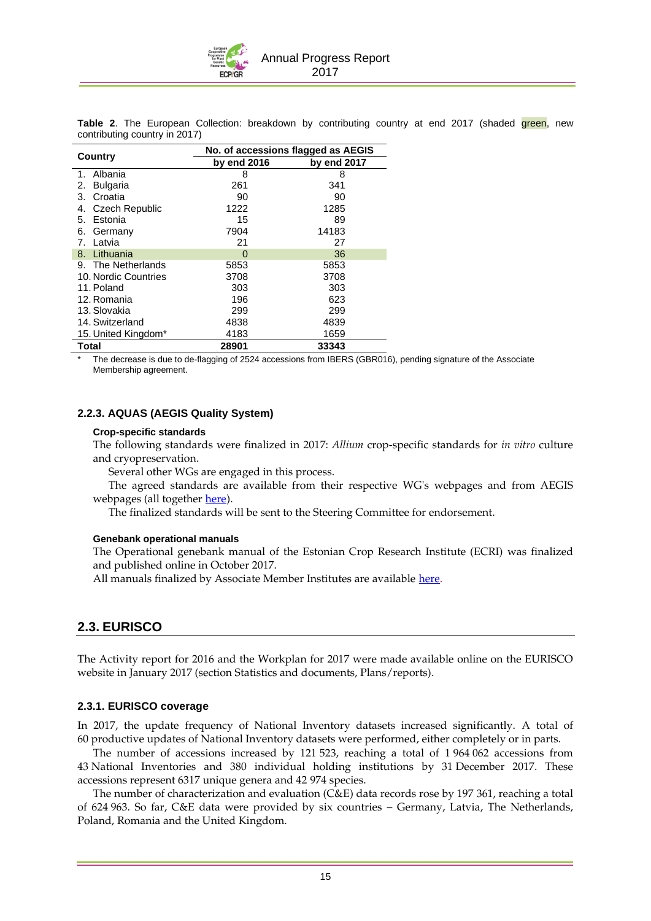**Table 2**. The European Collection: breakdown by contributing country at end 2017 (shaded green, new contributing country in 2017)

| Country | No. of accessions flagged as AEGIS | |
|---|---|---|
| | by end 2016 | by end 2017 |
| 1. Albania | 8 | 8 |
| 2. Bulgaria | 261 | 341 |
| 3. Croatia | 90 | 90 |
| 4. Czech Republic | 1222 | 1285 |
| 5. Estonia | 15 | 89 |
| 6. Germany | 7904 | 14183 |
| 7. Latvia | 21 | 27 |
| 8. Lithuania | 0 | 36 |
| 9. The Netherlands | 5853 | 5853 |
| 10. Nordic Countries | 3708 | 3708 |
| 11. Poland | 303 | 303 |
| 12. Romania | 196 | 623 |
| 13. Slovakia | 299 | 299 |
| 14. Switzerland | 4838 | 4839 |
| 15. United Kingdom* | 4183 | 1659 |
| **Total** | **28901** | **33343** |

\* The decrease is due to de-flagging of 2524 accessions from IBERS (GBR016), pending signature of the Associate Membership agreement.

### 2.2.3. AQUAS (AEGIS Quality System)

#### Crop-specific standards

The following standards were finalized in 2017: *Allium* crop-specific standards for *in vitro* culture and cryopreservation.

Several other WGs are engaged in this process.

The agreed standards are available from their respective WG's webpages and from AEGIS webpages (all together here).

The finalized standards will be sent to the Steering Committee for endorsement.

#### Genebank operational manuals

The Operational genebank manual of the Estonian Crop Research Institute (ECRI) was finalized and published online in October 2017.

All manuals finalized by Associate Member Institutes are available here.

## 2.3. EURISCO

The Activity report for 2016 and the Workplan for 2017 were made available online on the EURISCO website in January 2017 (section Statistics and documents, Plans/reports).

### 2.3.1. EURISCO coverage

In 2017, the update frequency of National Inventory datasets increased significantly. A total of 60 productive updates of National Inventory datasets were performed, either completely or in parts.

The number of accessions increased by 121 523, reaching a total of 1 964 062 accessions from 43 National Inventories and 380 individual holding institutions by 31 December 2017. These accessions represent 6317 unique genera and 42 974 species.

The number of characterization and evaluation (C&E) data records rose by 197 361, reaching a total of 624 963. So far, C&E data were provided by six countries – Germany, Latvia, The Netherlands, Poland, Romania and the United Kingdom.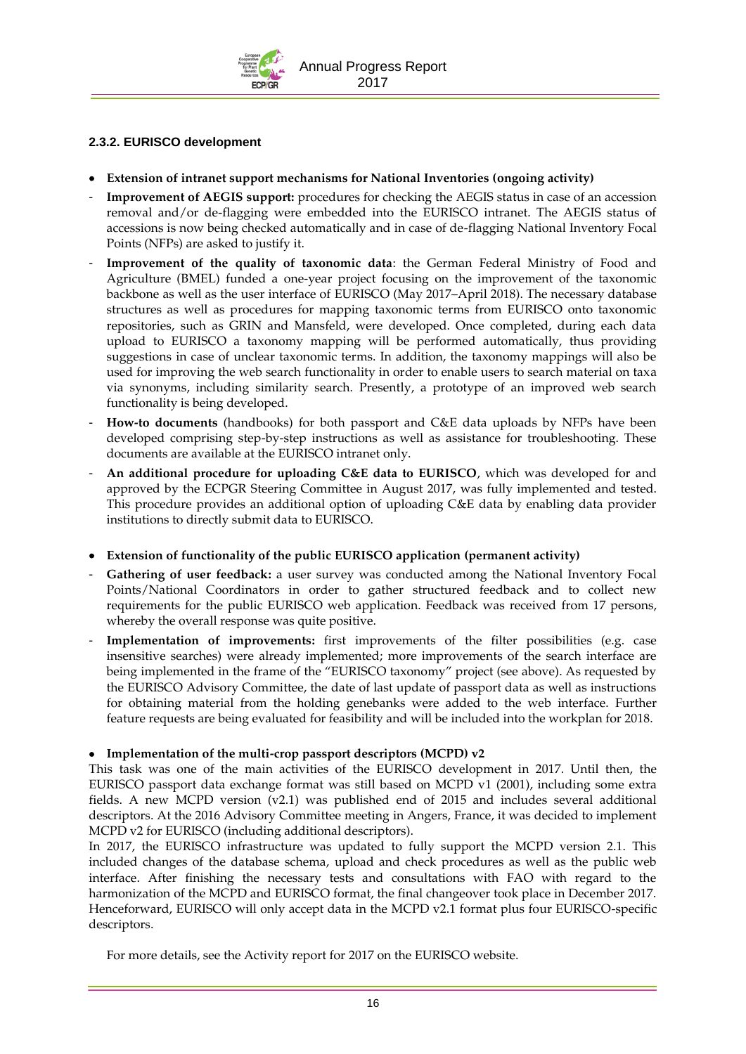### 2.3.2. EURISCO development

- **Extension of intranet support mechanisms for National Inventories (ongoing activity)**
  - **Improvement of AEGIS support:** procedures for checking the AEGIS status in case of an accession removal and/or de-flagging were embedded into the EURISCO intranet. The AEGIS status of accessions is now being checked automatically and in case of de-flagging National Inventory Focal Points (NFPs) are asked to justify it.
  - **Improvement of the quality of taxonomic data**: the German Federal Ministry of Food and Agriculture (BMEL) funded a one-year project focusing on the improvement of the taxonomic backbone as well as the user interface of EURISCO (May 2017–April 2018). The necessary database structures as well as procedures for mapping taxonomic terms from EURISCO onto taxonomic repositories, such as GRIN and Mansfeld, were developed. Once completed, during each data upload to EURISCO a taxonomy mapping will be performed automatically, thus providing suggestions in case of unclear taxonomic terms. In addition, the taxonomy mappings will also be used for improving the web search functionality in order to enable users to search material on taxa via synonyms, including similarity search. Presently, a prototype of an improved web search functionality is being developed.
  - **How-to documents** (handbooks) for both passport and C&E data uploads by NFPs have been developed comprising step-by-step instructions as well as assistance for troubleshooting. These documents are available at the EURISCO intranet only.
  - **An additional procedure for uploading C&E data to EURISCO**, which was developed for and approved by the ECPGR Steering Committee in August 2017, was fully implemented and tested. This procedure provides an additional option of uploading C&E data by enabling data provider institutions to directly submit data to EURISCO.

- **Extension of functionality of the public EURISCO application (permanent activity)**
  - **Gathering of user feedback:** a user survey was conducted among the National Inventory Focal Points/National Coordinators in order to gather structured feedback and to collect new requirements for the public EURISCO web application. Feedback was received from 17 persons, whereby the overall response was quite positive.
  - **Implementation of improvements:** first improvements of the filter possibilities (e.g. case insensitive searches) were already implemented; more improvements of the search interface are being implemented in the frame of the "EURISCO taxonomy" project (see above). As requested by the EURISCO Advisory Committee, the date of last update of passport data as well as instructions for obtaining material from the holding genebanks were added to the web interface. Further feature requests are being evaluated for feasibility and will be included into the workplan for 2018.

- **Implementation of the multi-crop passport descriptors (MCPD) v2**

This task was one of the main activities of the EURISCO development in 2017. Until then, the EURISCO passport data exchange format was still based on MCPD v1 (2001), including some extra fields. A new MCPD version (v2.1) was published end of 2015 and includes several additional descriptors. At the 2016 Advisory Committee meeting in Angers, France, it was decided to implement MCPD v2 for EURISCO (including additional descriptors).

In 2017, the EURISCO infrastructure was updated to fully support the MCPD version 2.1. This included changes of the database schema, upload and check procedures as well as the public web interface. After finishing the necessary tests and consultations with FAO with regard to the harmonization of the MCPD and EURISCO format, the final changeover took place in December 2017. Henceforward, EURISCO will only accept data in the MCPD v2.1 format plus four EURISCO-specific descriptors.

For more details, see the Activity report for 2017 on the EURISCO website.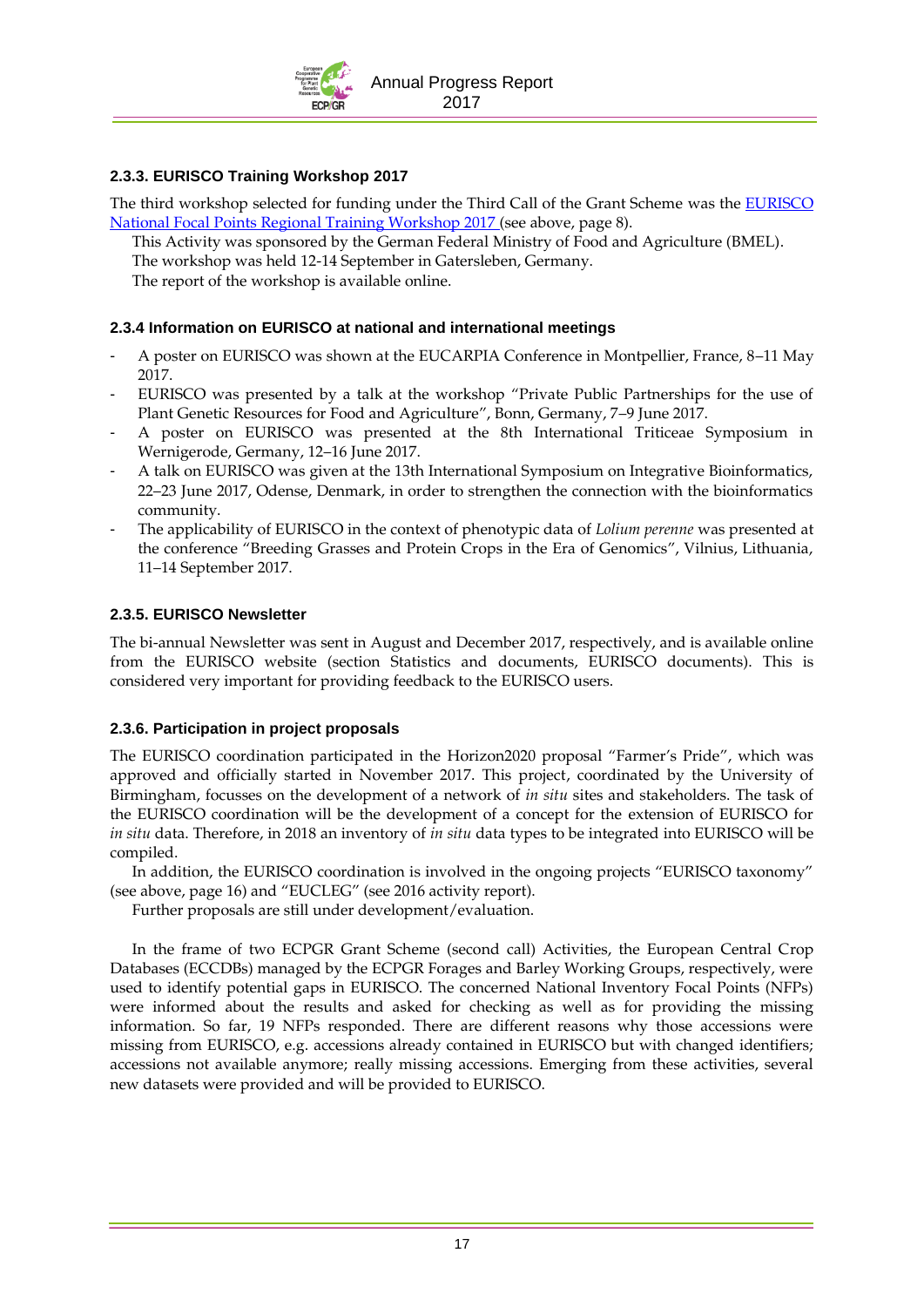### 2.3.3. EURISCO Training Workshop 2017

The third workshop selected for funding under the Third Call of the Grant Scheme was the EURISCO National Focal Points Regional Training Workshop 2017 (see above, page 8).

This Activity was sponsored by the German Federal Ministry of Food and Agriculture (BMEL).

The workshop was held 12-14 September in Gatersleben, Germany.

The report of the workshop is available online.

### 2.3.4 Information on EURISCO at national and international meetings

- A poster on EURISCO was shown at the EUCARPIA Conference in Montpellier, France, 8–11 May 2017.
- EURISCO was presented by a talk at the workshop "Private Public Partnerships for the use of Plant Genetic Resources for Food and Agriculture", Bonn, Germany, 7–9 June 2017.
- A poster on EURISCO was presented at the 8th International Triticeae Symposium in Wernigerode, Germany, 12–16 June 2017.
- A talk on EURISCO was given at the 13th International Symposium on Integrative Bioinformatics, 22–23 June 2017, Odense, Denmark, in order to strengthen the connection with the bioinformatics community.
- The applicability of EURISCO in the context of phenotypic data of *Lolium perenne* was presented at the conference "Breeding Grasses and Protein Crops in the Era of Genomics", Vilnius, Lithuania, 11–14 September 2017.

### 2.3.5. EURISCO Newsletter

The bi-annual Newsletter was sent in August and December 2017, respectively, and is available online from the EURISCO website (section Statistics and documents, EURISCO documents). This is considered very important for providing feedback to the EURISCO users.

### 2.3.6. Participation in project proposals

The EURISCO coordination participated in the Horizon2020 proposal "Farmer's Pride", which was approved and officially started in November 2017. This project, coordinated by the University of Birmingham, focusses on the development of a network of *in situ* sites and stakeholders. The task of the EURISCO coordination will be the development of a concept for the extension of EURISCO for *in situ* data. Therefore, in 2018 an inventory of *in situ* data types to be integrated into EURISCO will be compiled.

In addition, the EURISCO coordination is involved in the ongoing projects "EURISCO taxonomy" (see above, page 16) and "EUCLEG" (see 2016 activity report).

Further proposals are still under development/evaluation.

In the frame of two ECPGR Grant Scheme (second call) Activities, the European Central Crop Databases (ECCDBs) managed by the ECPGR Forages and Barley Working Groups, respectively, were used to identify potential gaps in EURISCO. The concerned National Inventory Focal Points (NFPs) were informed about the results and asked for checking as well as for providing the missing information. So far, 19 NFPs responded. There are different reasons why those accessions were missing from EURISCO, e.g. accessions already contained in EURISCO but with changed identifiers; accessions not available anymore; really missing accessions. Emerging from these activities, several new datasets were provided and will be provided to EURISCO.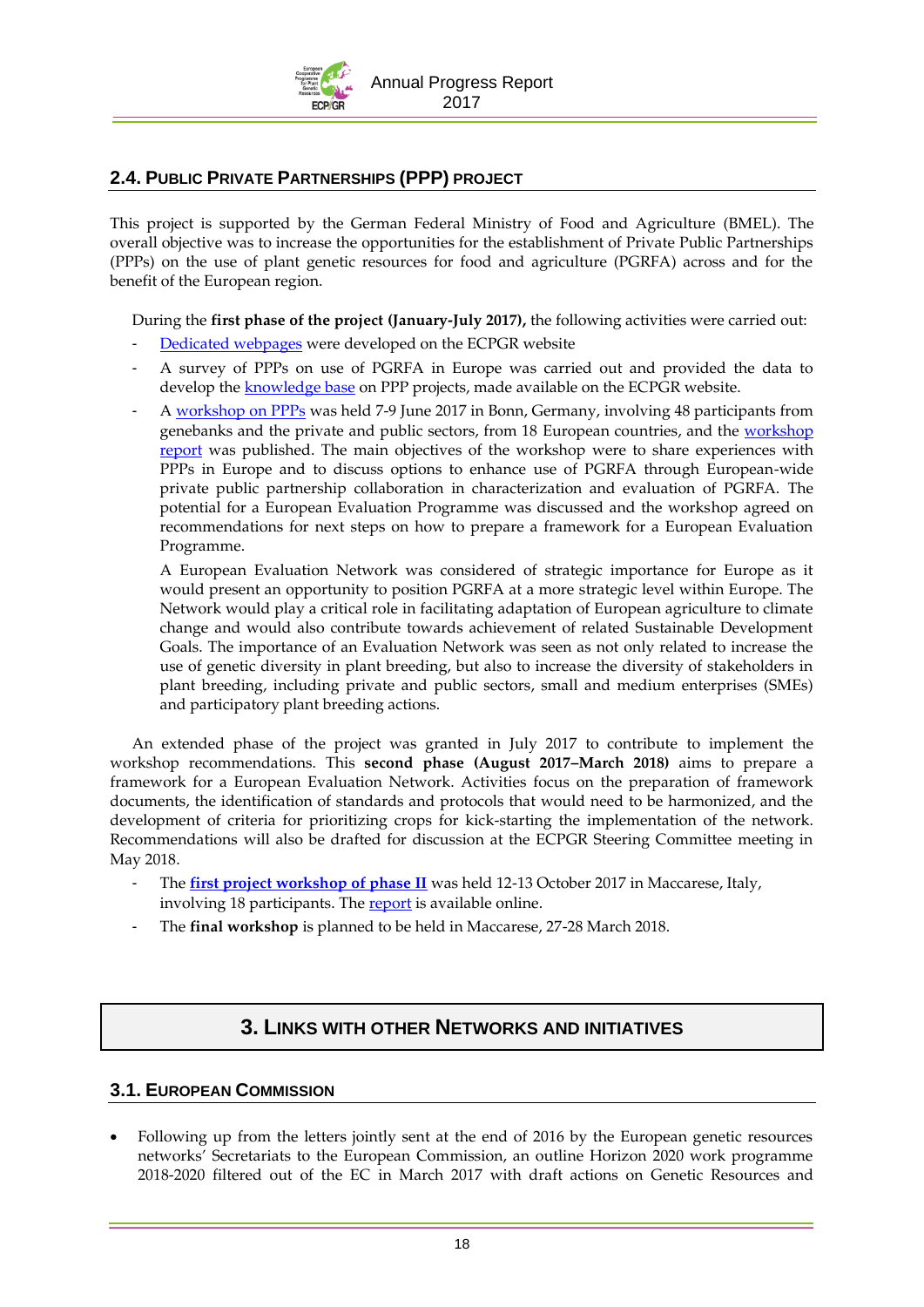## 2.4. Public Private Partnerships (PPP) project

This project is supported by the German Federal Ministry of Food and Agriculture (BMEL). The overall objective was to increase the opportunities for the establishment of Private Public Partnerships (PPPs) on the use of plant genetic resources for food and agriculture (PGRFA) across and for the benefit of the European region.

During the **first phase of the project (January-July 2017),** the following activities were carried out:

- Dedicated webpages were developed on the ECPGR website
- A survey of PPPs on use of PGRFA in Europe was carried out and provided the data to develop the knowledge base on PPP projects, made available on the ECPGR website.
- A workshop on PPPs was held 7-9 June 2017 in Bonn, Germany, involving 48 participants from genebanks and the private and public sectors, from 18 European countries, and the workshop report was published. The main objectives of the workshop were to share experiences with PPPs in Europe and to discuss options to enhance use of PGRFA through European-wide private public partnership collaboration in characterization and evaluation of PGRFA. The potential for a European Evaluation Programme was discussed and the workshop agreed on recommendations for next steps on how to prepare a framework for a European Evaluation Programme.

  A European Evaluation Network was considered of strategic importance for Europe as it would present an opportunity to position PGRFA at a more strategic level within Europe. The Network would play a critical role in facilitating adaptation of European agriculture to climate change and would also contribute towards achievement of related Sustainable Development Goals. The importance of an Evaluation Network was seen as not only related to increase the use of genetic diversity in plant breeding, but also to increase the diversity of stakeholders in plant breeding, including private and public sectors, small and medium enterprises (SMEs) and participatory plant breeding actions.

An extended phase of the project was granted in July 2017 to contribute to implement the workshop recommendations. This **second phase (August 2017–March 2018)** aims to prepare a framework for a European Evaluation Network. Activities focus on the preparation of framework documents, the identification of standards and protocols that would need to be harmonized, and the development of criteria for prioritizing crops for kick-starting the implementation of the network. Recommendations will also be drafted for discussion at the ECPGR Steering Committee meeting in May 2018.

- The **first project workshop of phase II** was held 12-13 October 2017 in Maccarese, Italy, involving 18 participants. The report is available online.
- The **final workshop** is planned to be held in Maccarese, 27-28 March 2018.

# 3. Links with other Networks and Initiatives

## 3.1. European Commission

- Following up from the letters jointly sent at the end of 2016 by the European genetic resources networks' Secretariats to the European Commission, an outline Horizon 2020 work programme 2018-2020 filtered out of the EC in March 2017 with draft actions on Genetic Resources and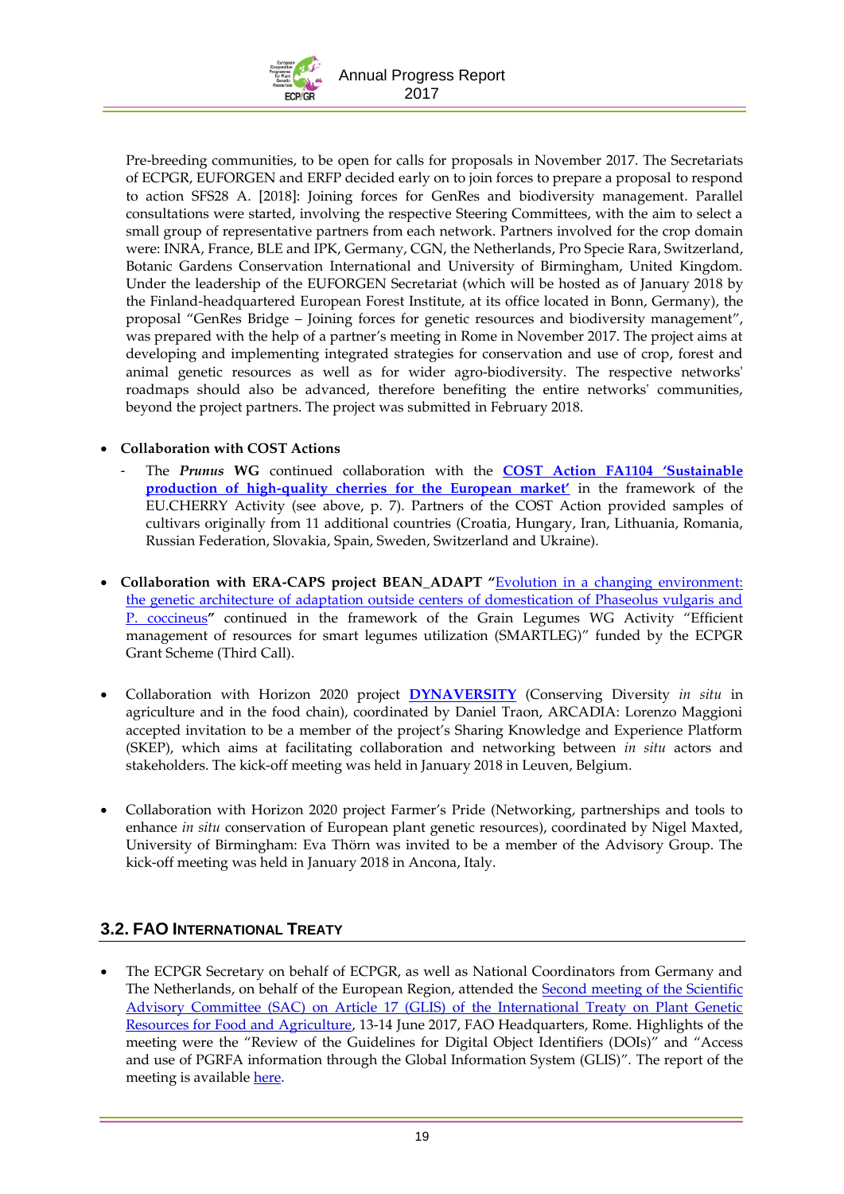Pre-breeding communities, to be open for calls for proposals in November 2017. The Secretariats of ECPGR, EUFORGEN and ERFP decided early on to join forces to prepare a proposal to respond to action SFS28 A. [2018]: Joining forces for GenRes and biodiversity management. Parallel consultations were started, involving the respective Steering Committees, with the aim to select a small group of representative partners from each network. Partners involved for the crop domain were: INRA, France, BLE and IPK, Germany, CGN, the Netherlands, Pro Specie Rara, Switzerland, Botanic Gardens Conservation International and University of Birmingham, United Kingdom. Under the leadership of the EUFORGEN Secretariat (which will be hosted as of January 2018 by the Finland-headquartered European Forest Institute, at its office located in Bonn, Germany), the proposal "GenRes Bridge – Joining forces for genetic resources and biodiversity management", was prepared with the help of a partner's meeting in Rome in November 2017. The project aims at developing and implementing integrated strategies for conservation and use of crop, forest and animal genetic resources as well as for wider agro-biodiversity. The respective networks' roadmaps should also be advanced, therefore benefiting the entire networks' communities, beyond the project partners. The project was submitted in February 2018.

- **Collaboration with COST Actions**
  - The ***Prunus*** **WG** continued collaboration with the **COST Action FA1104 'Sustainable production of high-quality cherries for the European market'** in the framework of the EU.CHERRY Activity (see above, p. 7). Partners of the COST Action provided samples of cultivars originally from 11 additional countries (Croatia, Hungary, Iran, Lithuania, Romania, Russian Federation, Slovakia, Spain, Sweden, Switzerland and Ukraine).

- **Collaboration with ERA-CAPS project BEAN_ADAPT "**Evolution in a changing environment: the genetic architecture of adaptation outside centers of domestication of Phaseolus vulgaris and P. coccineus**"** continued in the framework of the Grain Legumes WG Activity "Efficient management of resources for smart legumes utilization (SMARTLEG)" funded by the ECPGR Grant Scheme (Third Call).

- Collaboration with Horizon 2020 project **DYNAVERSITY** (Conserving Diversity *in situ* in agriculture and in the food chain), coordinated by Daniel Traon, ARCADIA: Lorenzo Maggioni accepted invitation to be a member of the project's Sharing Knowledge and Experience Platform (SKEP), which aims at facilitating collaboration and networking between *in situ* actors and stakeholders. The kick-off meeting was held in January 2018 in Leuven, Belgium.

- Collaboration with Horizon 2020 project Farmer's Pride (Networking, partnerships and tools to enhance *in situ* conservation of European plant genetic resources), coordinated by Nigel Maxted, University of Birmingham: Eva Thörn was invited to be a member of the Advisory Group. The kick-off meeting was held in January 2018 in Ancona, Italy.

## 3.2. FAO International Treaty

- The ECPGR Secretary on behalf of ECPGR, as well as National Coordinators from Germany and The Netherlands, on behalf of the European Region, attended the Second meeting of the Scientific Advisory Committee (SAC) on Article 17 (GLIS) of the International Treaty on Plant Genetic Resources for Food and Agriculture, 13-14 June 2017, FAO Headquarters, Rome. Highlights of the meeting were the "Review of the Guidelines for Digital Object Identifiers (DOIs)" and "Access and use of PGRFA information through the Global Information System (GLIS)". The report of the meeting is available here.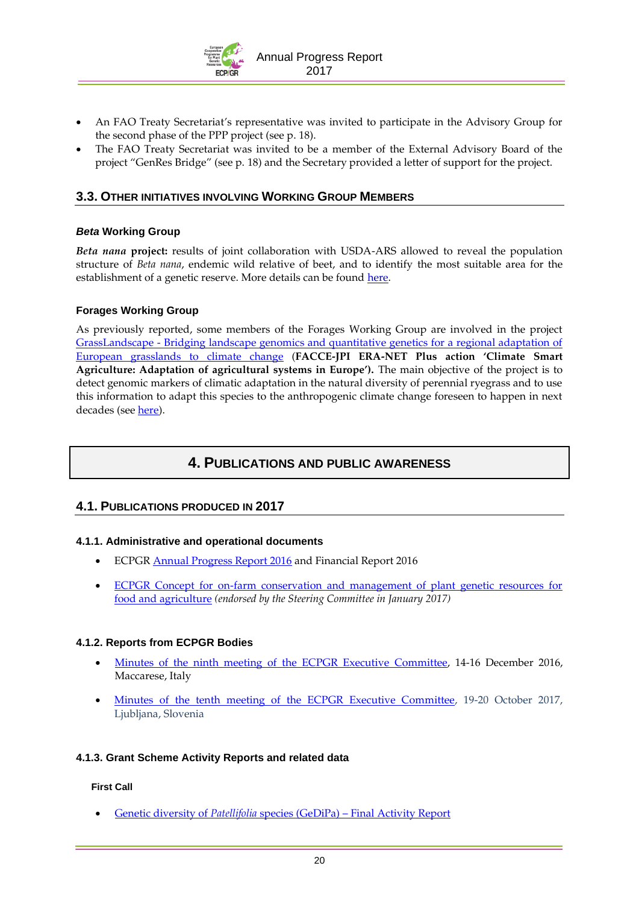- An FAO Treaty Secretariat's representative was invited to participate in the Advisory Group for the second phase of the PPP project (see p. 18).
- The FAO Treaty Secretariat was invited to be a member of the External Advisory Board of the project "GenRes Bridge" (see p. 18) and the Secretary provided a letter of support for the project.

## 3.3. Other initiatives involving Working Group members

### *Beta* Working Group

***Beta nana* project:** results of joint collaboration with USDA-ARS allowed to reveal the population structure of *Beta nana*, endemic wild relative of beet, and to identify the most suitable area for the establishment of a genetic reserve. More details can be found here.

### Forages Working Group

As previously reported, some members of the Forages Working Group are involved in the project GrassLandscape - Bridging landscape genomics and quantitative genetics for a regional adaptation of European grasslands to climate change (**FACCE-JPI ERA-NET Plus action 'Climate Smart Agriculture: Adaptation of agricultural systems in Europe').** The main objective of the project is to detect genomic markers of climatic adaptation in the natural diversity of perennial ryegrass and to use this information to adapt this species to the anthropogenic climate change foreseen to happen in next decades (see here).

# 4. Publications and public awareness

## 4.1. Publications produced in 2017

### 4.1.1. Administrative and operational documents

- ECPGR Annual Progress Report 2016 and Financial Report 2016
- ECPGR Concept for on-farm conservation and management of plant genetic resources for food and agriculture *(endorsed by the Steering Committee in January 2017)*

### 4.1.2. Reports from ECPGR Bodies

- Minutes of the ninth meeting of the ECPGR Executive Committee, 14-16 December 2016, Maccarese, Italy
- Minutes of the tenth meeting of the ECPGR Executive Committee, 19-20 October 2017, Ljubljana, Slovenia

### 4.1.3. Grant Scheme Activity Reports and related data

**First Call**

- Genetic diversity of *Patellifolia* species (GeDiPa) – Final Activity Report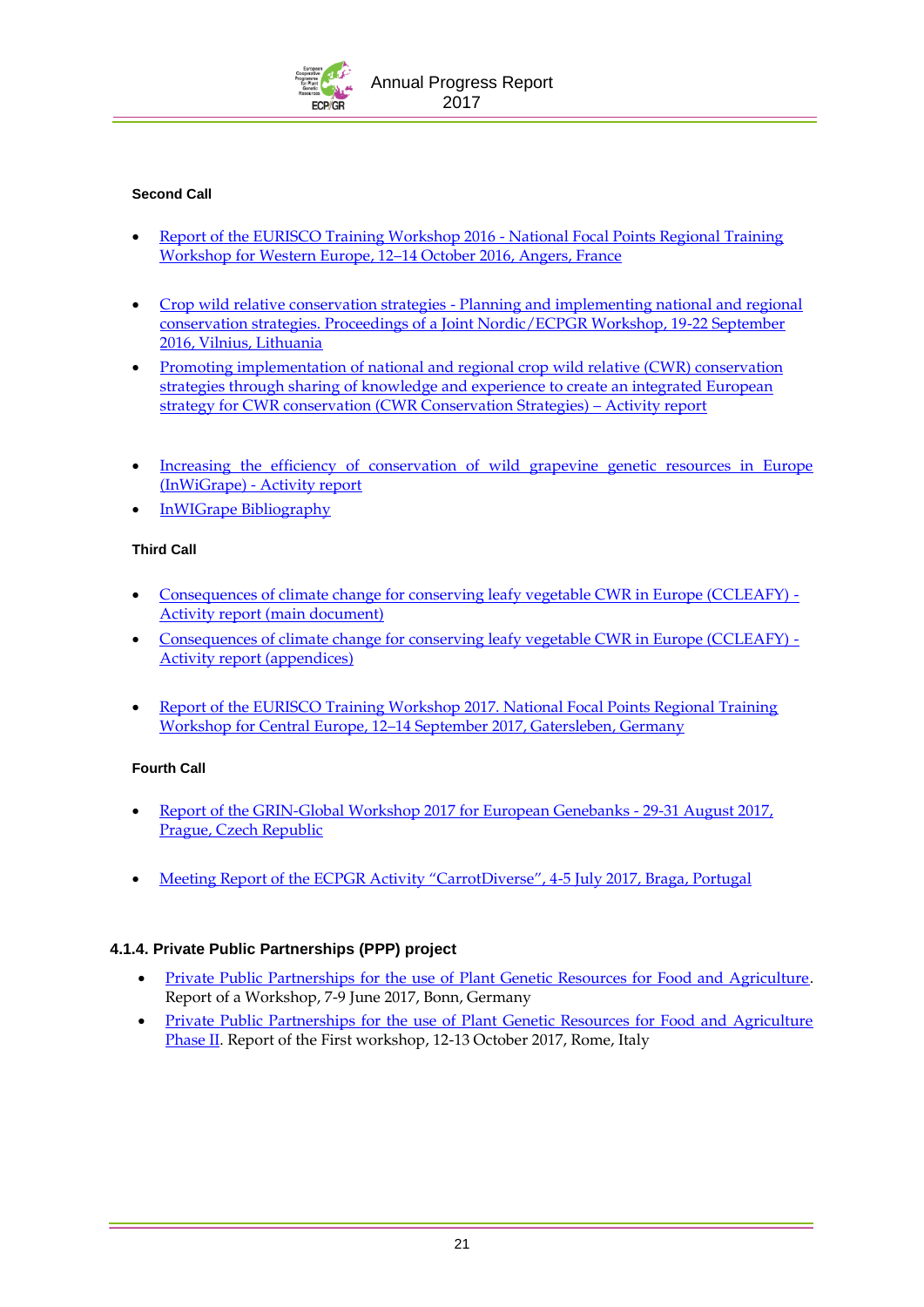**Second Call**

- Report of the EURISCO Training Workshop 2016 - National Focal Points Regional Training Workshop for Western Europe, 12–14 October 2016, Angers, France

- Crop wild relative conservation strategies - Planning and implementing national and regional conservation strategies. Proceedings of a Joint Nordic/ECPGR Workshop, 19-22 September 2016, Vilnius, Lithuania
- Promoting implementation of national and regional crop wild relative (CWR) conservation strategies through sharing of knowledge and experience to create an integrated European strategy for CWR conservation (CWR Conservation Strategies) – Activity report

- Increasing the efficiency of conservation of wild grapevine genetic resources in Europe (InWiGrape) - Activity report
- InWIGrape Bibliography

**Third Call**

- Consequences of climate change for conserving leafy vegetable CWR in Europe (CCLEAFY) - Activity report (main document)
- Consequences of climate change for conserving leafy vegetable CWR in Europe (CCLEAFY) - Activity report (appendices)

- Report of the EURISCO Training Workshop 2017. National Focal Points Regional Training Workshop for Central Europe, 12–14 September 2017, Gatersleben, Germany

**Fourth Call**

- Report of the GRIN-Global Workshop 2017 for European Genebanks - 29-31 August 2017, Prague, Czech Republic

- Meeting Report of the ECPGR Activity "CarrotDiverse", 4-5 July 2017, Braga, Portugal

#### 4.1.4. Private Public Partnerships (PPP) project

- Private Public Partnerships for the use of Plant Genetic Resources for Food and Agriculture. Report of a Workshop, 7-9 June 2017, Bonn, Germany
- Private Public Partnerships for the use of Plant Genetic Resources for Food and Agriculture Phase II. Report of the First workshop, 12-13 October 2017, Rome, Italy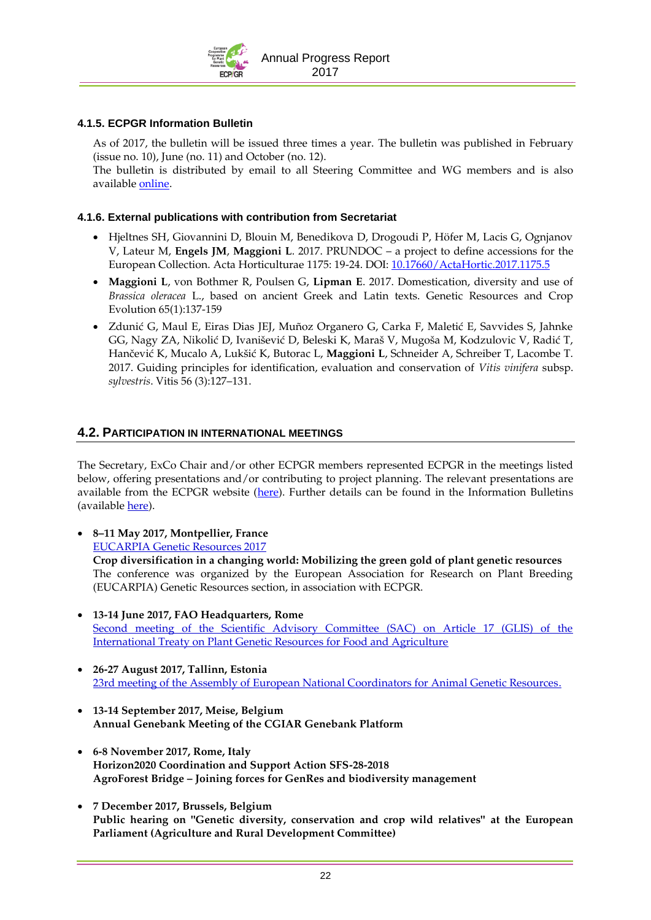#### 4.1.5. ECPGR Information Bulletin

As of 2017, the bulletin will be issued three times a year. The bulletin was published in February (issue no. 10), June (no. 11) and October (no. 12).
The bulletin is distributed by email to all Steering Committee and WG members and is also available [online](#).

#### 4.1.6. External publications with contribution from Secretariat

- Hjeltnes SH, Giovannini D, Blouin M, Benedikova D, Drogoudi P, Höfer M, Lacis G, Ognjanov V, Lateur M, **Engels JM**, **Maggioni L**. 2017. PRUNDOC – a project to define accessions for the European Collection. Acta Horticulturae 1175: 19-24. DOI: [10.17660/ActaHortic.2017.1175.5](#)
- **Maggioni L**, von Bothmer R, Poulsen G, **Lipman E**. 2017. Domestication, diversity and use of *Brassica oleracea* L., based on ancient Greek and Latin texts. Genetic Resources and Crop Evolution 65(1):137-159
- Zdunić G, Maul E, Eiras Dias JEJ, Muñoz Organero G, Carka F, Maletić E, Savvides S, Jahnke GG, Nagy ZA, Nikolić D, Ivanišević D, Beleski K, Maraš V, Mugoša M, Kodzulovic V, Radić T, Hančević K, Mucalo A, Lukšić K, Butorac L, **Maggioni L**, Schneider A, Schreiber T, Lacombe T. 2017. Guiding principles for identification, evaluation and conservation of *Vitis vinifera* subsp. *sylvestris*. Vitis 56 (3):127–131.

### 4.2. Participation in international meetings

The Secretary, ExCo Chair and/or other ECPGR members represented ECPGR in the meetings listed below, offering presentations and/or contributing to project planning. The relevant presentations are available from the ECPGR website ([here](#)). Further details can be found in the Information Bulletins (available [here](#)).

- **8–11 May 2017, Montpellier, France**
  [EUCARPIA Genetic Resources 2017](#)
  **Crop diversification in a changing world: Mobilizing the green gold of plant genetic resources**
  The conference was organized by the European Association for Research on Plant Breeding (EUCARPIA) Genetic Resources section, in association with ECPGR.
- **13-14 June 2017, FAO Headquarters, Rome**
  [Second meeting of the Scientific Advisory Committee (SAC) on Article 17 (GLIS) of the International Treaty on Plant Genetic Resources for Food and Agriculture](#)
- **26-27 August 2017, Tallinn, Estonia**
  [23rd meeting of the Assembly of European National Coordinators for Animal Genetic Resources.](#)
- **13-14 September 2017, Meise, Belgium**
  **Annual Genebank Meeting of the CGIAR Genebank Platform**
- **6-8 November 2017, Rome, Italy**
  **Horizon2020 Coordination and Support Action SFS-28-2018**
  **AgroForest Bridge – Joining forces for GenRes and biodiversity management**
- **7 December 2017, Brussels, Belgium**
  **Public hearing on "Genetic diversity, conservation and crop wild relatives" at the European Parliament (Agriculture and Rural Development Committee)**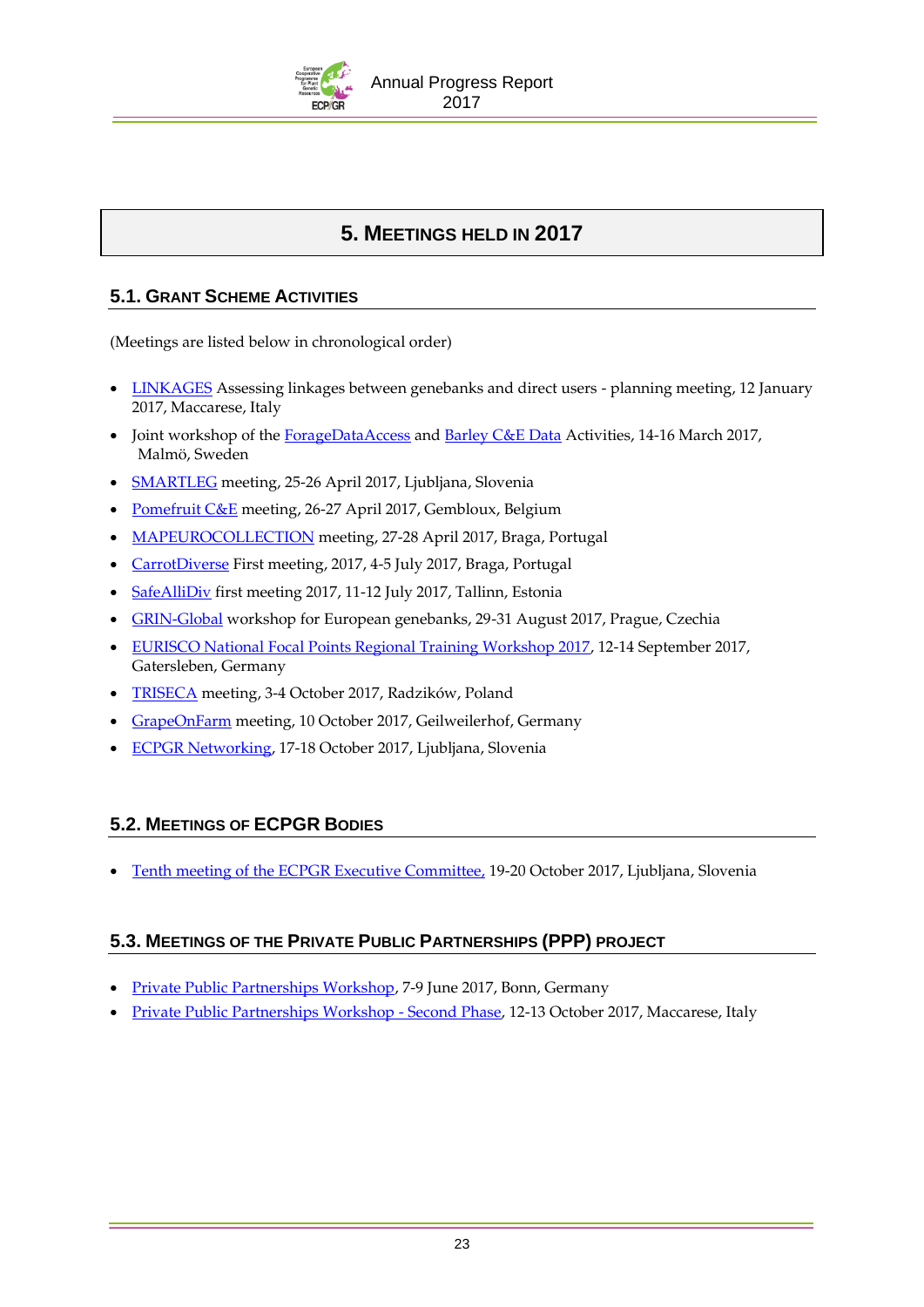# 5. Meetings held in 2017

## 5.1. Grant Scheme Activities

(Meetings are listed below in chronological order)

- LINKAGES Assessing linkages between genebanks and direct users - planning meeting, 12 January 2017, Maccarese, Italy
- Joint workshop of the ForageDataAccess and Barley C&E Data Activities, 14-16 March 2017, Malmö, Sweden
- SMARTLEG meeting, 25-26 April 2017, Ljubljana, Slovenia
- Pomefruit C&E meeting, 26-27 April 2017, Gembloux, Belgium
- MAPEUROCOLLECTION meeting, 27-28 April 2017, Braga, Portugal
- CarrotDiverse First meeting, 2017, 4-5 July 2017, Braga, Portugal
- SafeAlliDiv first meeting 2017, 11-12 July 2017, Tallinn, Estonia
- GRIN-Global workshop for European genebanks, 29-31 August 2017, Prague, Czechia
- EURISCO National Focal Points Regional Training Workshop 2017, 12-14 September 2017, Gatersleben, Germany
- TRISECA meeting, 3-4 October 2017, Radzików, Poland
- GrapeOnFarm meeting, 10 October 2017, Geilweilerhof, Germany
- ECPGR Networking, 17-18 October 2017, Ljubljana, Slovenia

## 5.2. Meetings of ECPGR Bodies

- Tenth meeting of the ECPGR Executive Committee, 19-20 October 2017, Ljubljana, Slovenia

## 5.3. Meetings of the Private Public Partnerships (PPP) Project

- Private Public Partnerships Workshop, 7-9 June 2017, Bonn, Germany
- Private Public Partnerships Workshop - Second Phase, 12-13 October 2017, Maccarese, Italy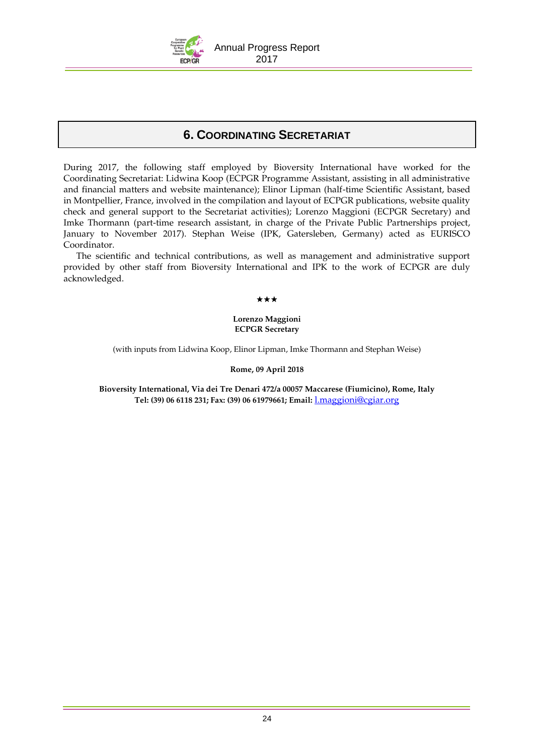## 6. Coordinating Secretariat

During 2017, the following staff employed by Bioversity International have worked for the Coordinating Secretariat: Lidwina Koop (ECPGR Programme Assistant, assisting in all administrative and financial matters and website maintenance); Elinor Lipman (half-time Scientific Assistant, based in Montpellier, France, involved in the compilation and layout of ECPGR publications, website quality check and general support to the Secretariat activities); Lorenzo Maggioni (ECPGR Secretary) and Imke Thormann (part-time research assistant, in charge of the Private Public Partnerships project, January to November 2017). Stephan Weise (IPK, Gatersleben, Germany) acted as EURISCO Coordinator.

The scientific and technical contributions, as well as management and administrative support provided by other staff from Bioversity International and IPK to the work of ECPGR are duly acknowledged.

★★★

**Lorenzo Maggioni**
**ECPGR Secretary**

(with inputs from Lidwina Koop, Elinor Lipman, Imke Thormann and Stephan Weise)

**Rome, 09 April 2018**

**Bioversity International, Via dei Tre Denari 472/a 00057 Maccarese (Fiumicino), Rome, Italy**
**Tel: (39) 06 6118 231; Fax: (39) 06 61979661; Email:** l.maggioni@cgiar.org